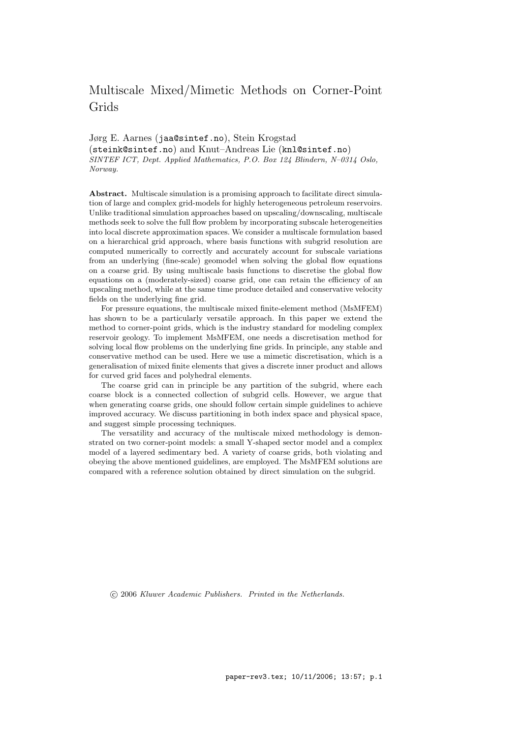# Multiscale Mixed/Mimetic Methods on Corner-Point Grids

Jørg E. Aarnes (jaa@sintef.no), Stein Krogstad (steink@sintef.no) and Knut–Andreas Lie (knl@sintef.no)
*SINTEF ICT, Dept. Applied Mathematics, P.O. Box 124 Blindern, N–0314 Oslo, Norway.*

**Abstract.** Multiscale simulation is a promising approach to facilitate direct simulation of large and complex grid-models for highly heterogeneous petroleum reservoirs. Unlike traditional simulation approaches based on upscaling/downscaling, multiscale methods seek to solve the full flow problem by incorporating subscale heterogeneities into local discrete approximation spaces. We consider a multiscale formulation based on a hierarchical grid approach, where basis functions with subgrid resolution are computed numerically to correctly and accurately account for subscale variations from an underlying (fine-scale) geomodel when solving the global flow equations on a coarse grid. By using multiscale basis functions to discretise the global flow equations on a (moderately-sized) coarse grid, one can retain the efficiency of an upscaling method, while at the same time produce detailed and conservative velocity fields on the underlying fine grid.

For pressure equations, the multiscale mixed finite-element method (MsMFEM) has shown to be a particularly versatile approach. In this paper we extend the method to corner-point grids, which is the industry standard for modeling complex reservoir geology. To implement MsMFEM, one needs a discretisation method for solving local flow problems on the underlying fine grids. In principle, any stable and conservative method can be used. Here we use a mimetic discretisation, which is a generalisation of mixed finite elements that gives a discrete inner product and allows for curved grid faces and polyhedral elements.

The coarse grid can in principle be any partition of the subgrid, where each coarse block is a connected collection of subgrid cells. However, we argue that when generating coarse grids, one should follow certain simple guidelines to achieve improved accuracy. We discuss partitioning in both index space and physical space, and suggest simple processing techniques.

The versatility and accuracy of the multiscale mixed methodology is demonstrated on two corner-point models: a small Y-shaped sector model and a complex model of a layered sedimentary bed. A variety of coarse grids, both violating and obeying the above mentioned guidelines, are employed. The MsMFEM solutions are compared with a reference solution obtained by direct simulation on the subgrid.

© 2006 *Kluwer Academic Publishers. Printed in the Netherlands.*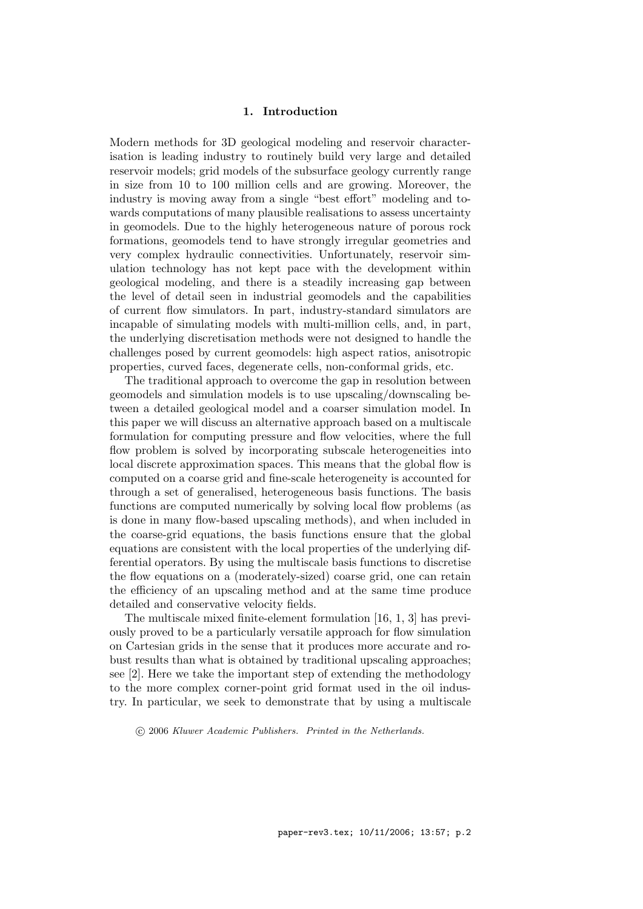# 1. Introduction

Modern methods for 3D geological modeling and reservoir characterisation is leading industry to routinely build very large and detailed reservoir models; grid models of the subsurface geology currently range in size from 10 to 100 million cells and are growing. Moreover, the industry is moving away from a single "best effort" modeling and towards computations of many plausible realisations to assess uncertainty in geomodels. Due to the highly heterogeneous nature of porous rock formations, geomodels tend to have strongly irregular geometries and very complex hydraulic connectivities. Unfortunately, reservoir simulation technology has not kept pace with the development within geological modeling, and there is a steadily increasing gap between the level of detail seen in industrial geomodels and the capabilities of current flow simulators. In part, industry-standard simulators are incapable of simulating models with multi-million cells, and, in part, the underlying discretisation methods were not designed to handle the challenges posed by current geomodels: high aspect ratios, anisotropic properties, curved faces, degenerate cells, non-conformal grids, etc.

The traditional approach to overcome the gap in resolution between geomodels and simulation models is to use upscaling/downscaling between a detailed geological model and a coarser simulation model. In this paper we will discuss an alternative approach based on a multiscale formulation for computing pressure and flow velocities, where the full flow problem is solved by incorporating subscale heterogeneities into local discrete approximation spaces. This means that the global flow is computed on a coarse grid and fine-scale heterogeneity is accounted for through a set of generalised, heterogeneous basis functions. The basis functions are computed numerically by solving local flow problems (as is done in many flow-based upscaling methods), and when included in the coarse-grid equations, the basis functions ensure that the global equations are consistent with the local properties of the underlying differential operators. By using the multiscale basis functions to discretise the flow equations on a (moderately-sized) coarse grid, one can retain the efficiency of an upscaling method and at the same time produce detailed and conservative velocity fields.

The multiscale mixed finite-element formulation [16, 1, 3] has previously proved to be a particularly versatile approach for flow simulation on Cartesian grids in the sense that it produces more accurate and robust results than what is obtained by traditional upscaling approaches; see [2]. Here we take the important step of extending the methodology to the more complex corner-point grid format used in the oil industry. In particular, we seek to demonstrate that by using a multiscale

© 2006 *Kluwer Academic Publishers. Printed in the Netherlands.*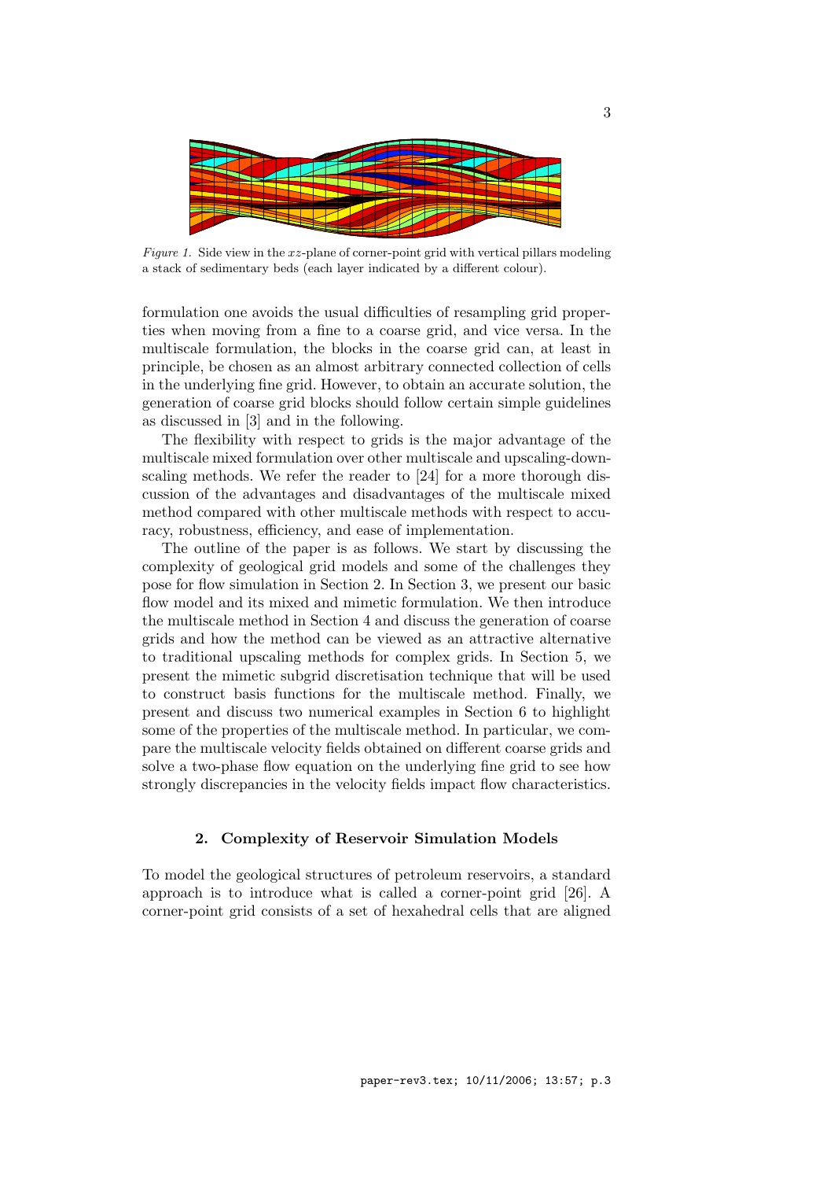*Figure 1.* Side view in the $xz$-plane of corner-point grid with vertical pillars modeling a stack of sedimentary beds (each layer indicated by a different colour).

formulation one avoids the usual difficulties of resampling grid properties when moving from a fine to a coarse grid, and vice versa. In the multiscale formulation, the blocks in the coarse grid can, at least in principle, be chosen as an almost arbitrary connected collection of cells in the underlying fine grid. However, to obtain an accurate solution, the generation of coarse grid blocks should follow certain simple guidelines as discussed in [3] and in the following.

The flexibility with respect to grids is the major advantage of the multiscale mixed formulation over other multiscale and upscaling-downscaling methods. We refer the reader to [24] for a more thorough discussion of the advantages and disadvantages of the multiscale mixed method compared with other multiscale methods with respect to accuracy, robustness, efficiency, and ease of implementation.

The outline of the paper is as follows. We start by discussing the complexity of geological grid models and some of the challenges they pose for flow simulation in Section 2. In Section 3, we present our basic flow model and its mixed and mimetic formulation. We then introduce the multiscale method in Section 4 and discuss the generation of coarse grids and how the method can be viewed as an attractive alternative to traditional upscaling methods for complex grids. In Section 5, we present the mimetic subgrid discretisation technique that will be used to construct basis functions for the multiscale method. Finally, we present and discuss two numerical examples in Section 6 to highlight some of the properties of the multiscale method. In particular, we compare the multiscale velocity fields obtained on different coarse grids and solve a two-phase flow equation on the underlying fine grid to see how strongly discrepancies in the velocity fields impact flow characteristics.

## 2. Complexity of Reservoir Simulation Models

To model the geological structures of petroleum reservoirs, a standard approach is to introduce what is called a corner-point grid [26]. A corner-point grid consists of a set of hexahedral cells that are aligned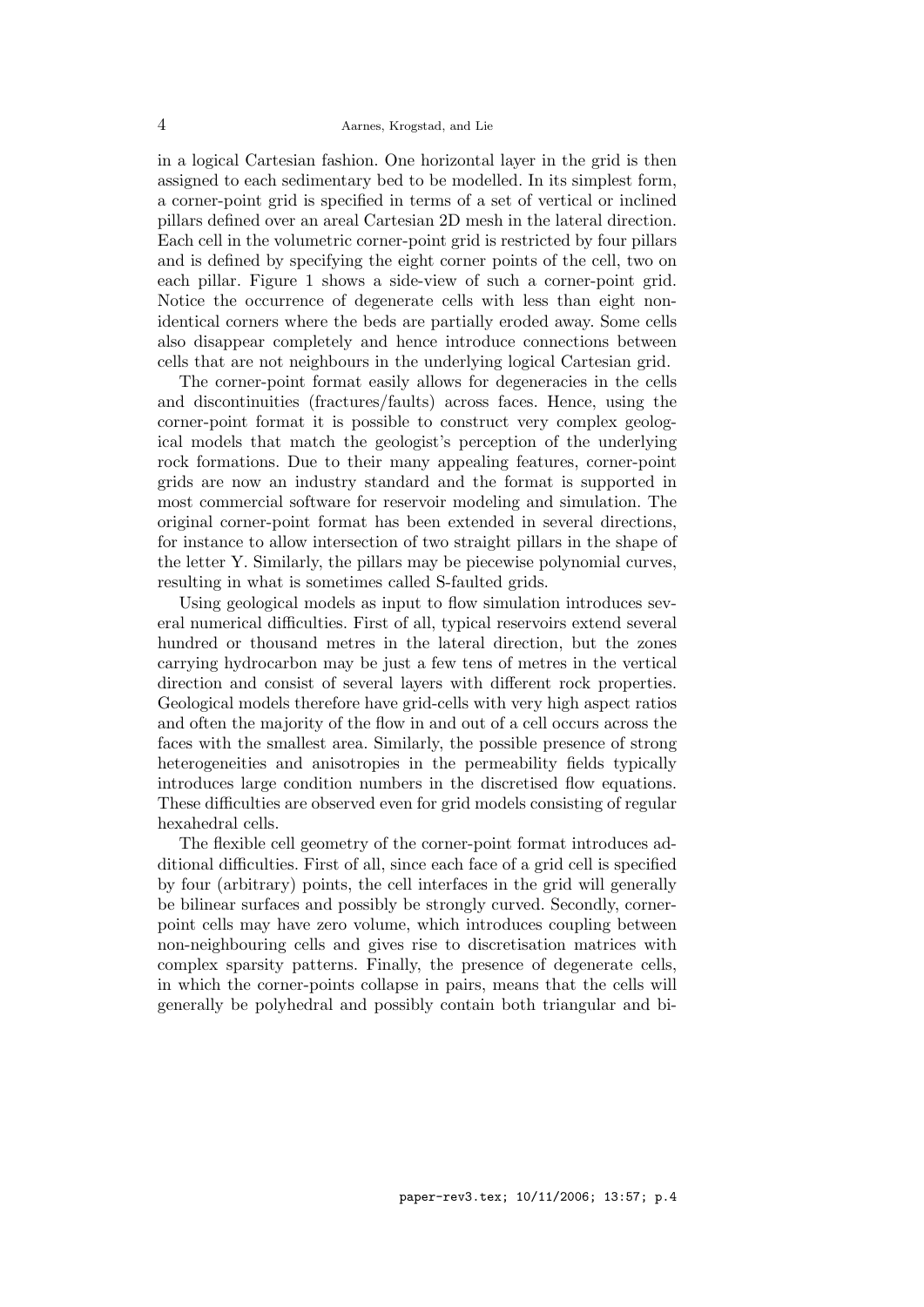in a logical Cartesian fashion. One horizontal layer in the grid is then assigned to each sedimentary bed to be modelled. In its simplest form, a corner-point grid is specified in terms of a set of vertical or inclined pillars defined over an areal Cartesian 2D mesh in the lateral direction. Each cell in the volumetric corner-point grid is restricted by four pillars and is defined by specifying the eight corner points of the cell, two on each pillar. Figure 1 shows a side-view of such a corner-point grid. Notice the occurrence of degenerate cells with less than eight non-identical corners where the beds are partially eroded away. Some cells also disappear completely and hence introduce connections between cells that are not neighbours in the underlying logical Cartesian grid.

The corner-point format easily allows for degeneracies in the cells and discontinuities (fractures/faults) across faces. Hence, using the corner-point format it is possible to construct very complex geological models that match the geologist's perception of the underlying rock formations. Due to their many appealing features, corner-point grids are now an industry standard and the format is supported in most commercial software for reservoir modeling and simulation. The original corner-point format has been extended in several directions, for instance to allow intersection of two straight pillars in the shape of the letter Y. Similarly, the pillars may be piecewise polynomial curves, resulting in what is sometimes called S-faulted grids.

Using geological models as input to flow simulation introduces several numerical difficulties. First of all, typical reservoirs extend several hundred or thousand metres in the lateral direction, but the zones carrying hydrocarbon may be just a few tens of metres in the vertical direction and consist of several layers with different rock properties. Geological models therefore have grid-cells with very high aspect ratios and often the majority of the flow in and out of a cell occurs across the faces with the smallest area. Similarly, the possible presence of strong heterogeneities and anisotropies in the permeability fields typically introduces large condition numbers in the discretised flow equations. These difficulties are observed even for grid models consisting of regular hexahedral cells.

The flexible cell geometry of the corner-point format introduces additional difficulties. First of all, since each face of a grid cell is specified by four (arbitrary) points, the cell interfaces in the grid will generally be bilinear surfaces and possibly be strongly curved. Secondly, corner-point cells may have zero volume, which introduces coupling between non-neighbouring cells and gives rise to discretisation matrices with complex sparsity patterns. Finally, the presence of degenerate cells, in which the corner-points collapse in pairs, means that the cells will generally be polyhedral and possibly contain both triangular and bi-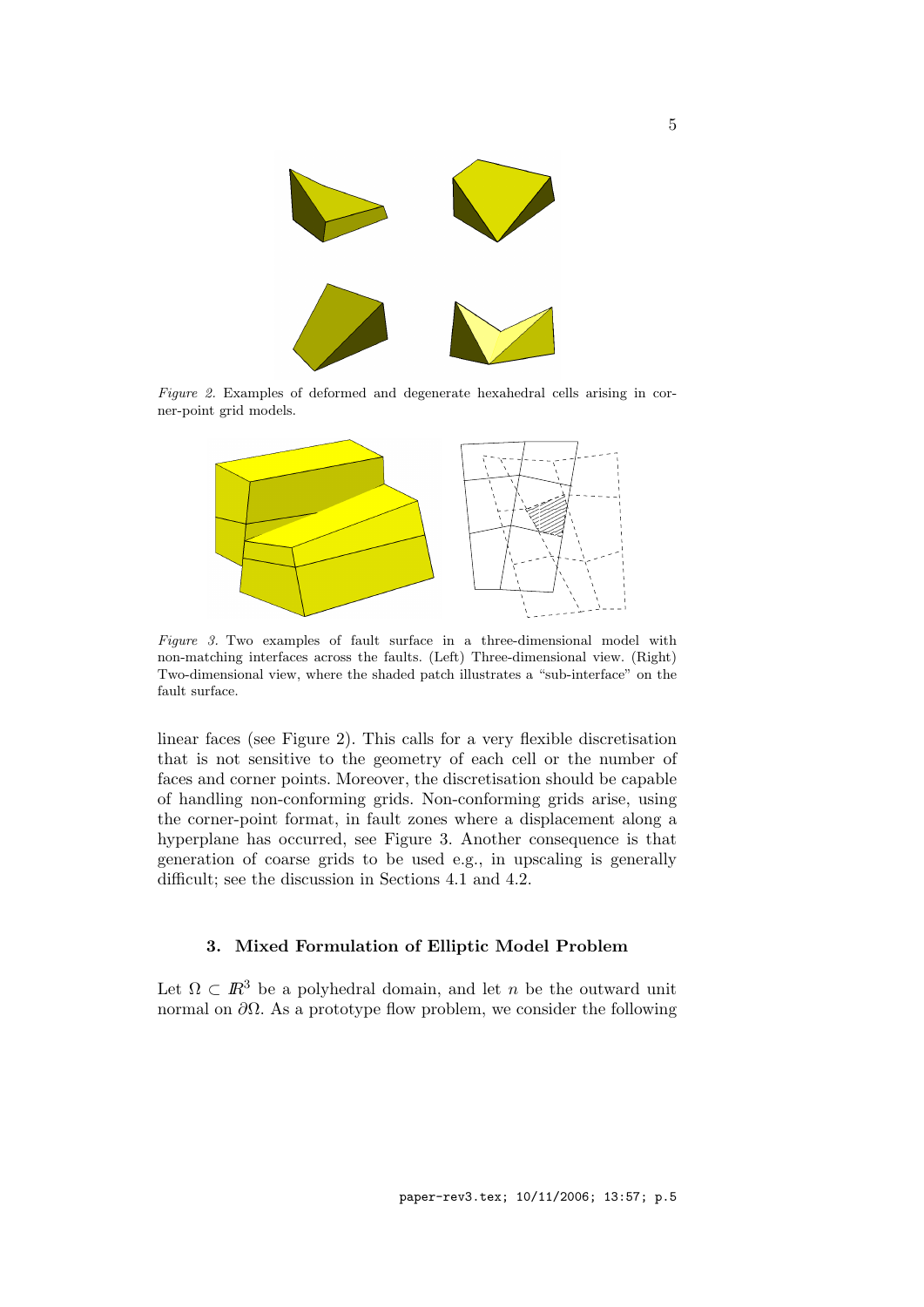*Figure 2.* Examples of deformed and degenerate hexahedral cells arising in corner-point grid models.

*Figure 3.* Two examples of fault surface in a three-dimensional model with non-matching interfaces across the faults. (Left) Three-dimensional view. (Right) Two-dimensional view, where the shaded patch illustrates a "sub-interface" on the fault surface.

linear faces (see Figure 2). This calls for a very flexible discretisation that is not sensitive to the geometry of each cell or the number of faces and corner points. Moreover, the discretisation should be capable of handling non-conforming grids. Non-conforming grids arise, using the corner-point format, in fault zones where a displacement along a hyperplane has occurred, see Figure 3. Another consequence is that generation of coarse grids to be used e.g., in upscaling is generally difficult; see the discussion in Sections 4.1 and 4.2.

## 3. Mixed Formulation of Elliptic Model Problem

Let $\Omega \subset \mathbb{R}^3$ be a polyhedral domain, and let $n$ be the outward unit normal on $\partial\Omega$. As a prototype flow problem, we consider the following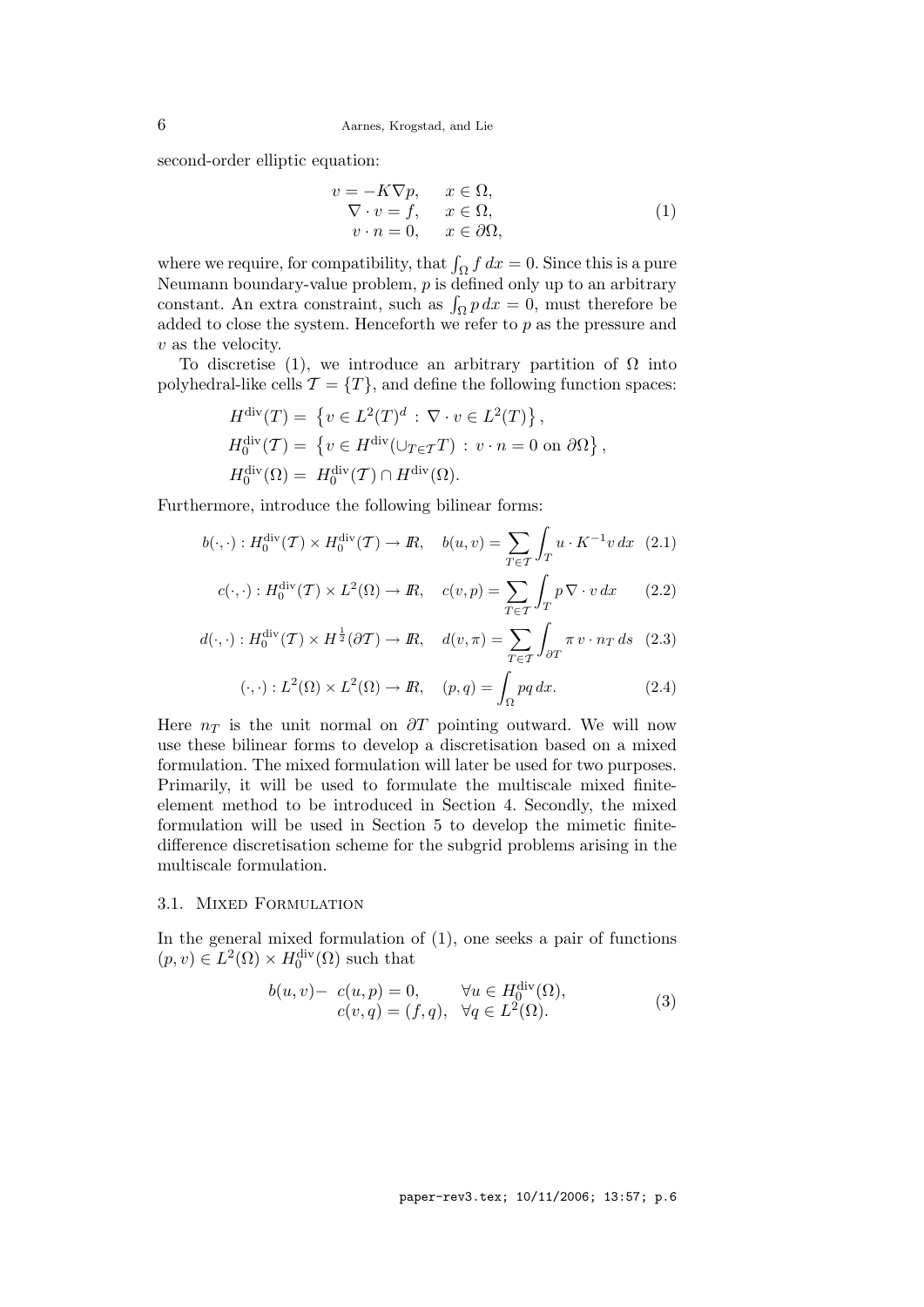second-order elliptic equation:

$$
\begin{aligned}
v &= -K\nabla p, \quad & x \in \Omega, \\
\nabla \cdot v &= f, \quad & x \in \Omega, \\
v \cdot n &= 0, \quad & x \in \partial\Omega,
\end{aligned}
\tag{1}
$$

where we require, for compatibility, that $\int_\Omega f\, dx = 0$. Since this is a pure Neumann boundary-value problem, $p$ is defined only up to an arbitrary constant. An extra constraint, such as $\int_\Omega p\, dx = 0$, must therefore be added to close the system. Henceforth we refer to $p$ as the pressure and $v$ as the velocity.

To discretise (1), we introduce an arbitrary partition of $\Omega$ into polyhedral-like cells $\mathcal{T} = \{T\}$, and define the following function spaces:

$$
\begin{aligned}
H^{\mathrm{div}}(T) &= \left\{ v \in L^2(T)^d \,:\, \nabla \cdot v \in L^2(T) \right\}, \\
H_0^{\mathrm{div}}(\mathcal{T}) &= \left\{ v \in H^{\mathrm{div}}(\cup_{T\in\mathcal{T}} T) \,:\, v \cdot n = 0 \text{ on } \partial\Omega \right\}, \\
H_0^{\mathrm{div}}(\Omega) &= H_0^{\mathrm{div}}(\mathcal{T}) \cap H^{\mathrm{div}}(\Omega).
\end{aligned}
$$

Furthermore, introduce the following bilinear forms:

$$
b(\cdot,\cdot) : H_0^{\mathrm{div}}(\mathcal{T}) \times H_0^{\mathrm{div}}(\mathcal{T}) \to I\!R, \quad b(u,v) = \sum_{T\in\mathcal{T}} \int_T u \cdot K^{-1} v \, dx \tag{2.1}
$$

$$
c(\cdot,\cdot) : H_0^{\mathrm{div}}(\mathcal{T}) \times L^2(\Omega) \to I\!R, \quad c(v,p) = \sum_{T\in\mathcal{T}} \int_T p\, \nabla \cdot v \, dx \tag{2.2}
$$

$$
d(\cdot,\cdot) : H_0^{\mathrm{div}}(\mathcal{T}) \times H^{\frac{1}{2}}(\partial\mathcal{T}) \to I\!R, \quad d(v,\pi) = \sum_{T\in\mathcal{T}} \int_{\partial T} \pi\, v \cdot n_T \, ds \tag{2.3}
$$

$$
(\cdot,\cdot) : L^2(\Omega) \times L^2(\Omega) \to I\!R, \quad (p,q) = \int_\Omega pq \, dx. \tag{2.4}
$$

Here $n_T$ is the unit normal on $\partial T$ pointing outward. We will now use these bilinear forms to develop a discretisation based on a mixed formulation. The mixed formulation will later be used for two purposes. Primarily, it will be used to formulate the multiscale mixed finite-element method to be introduced in Section 4. Secondly, the mixed formulation will be used in Section 5 to develop the mimetic finite-difference discretisation scheme for the subgrid problems arising in the multiscale formulation.

### 3.1. Mixed Formulation

In the general mixed formulation of (1), one seeks a pair of functions $(p,v) \in L^2(\Omega) \times H_0^{\mathrm{div}}(\Omega)$ such that

$$
\begin{aligned}
b(u,v) - c(u,p) &= 0, \quad & \forall u \in H_0^{\mathrm{div}}(\Omega), \\
c(v,q) &= (f,q), \quad & \forall q \in L^2(\Omega).
\end{aligned}
\tag{3}
$$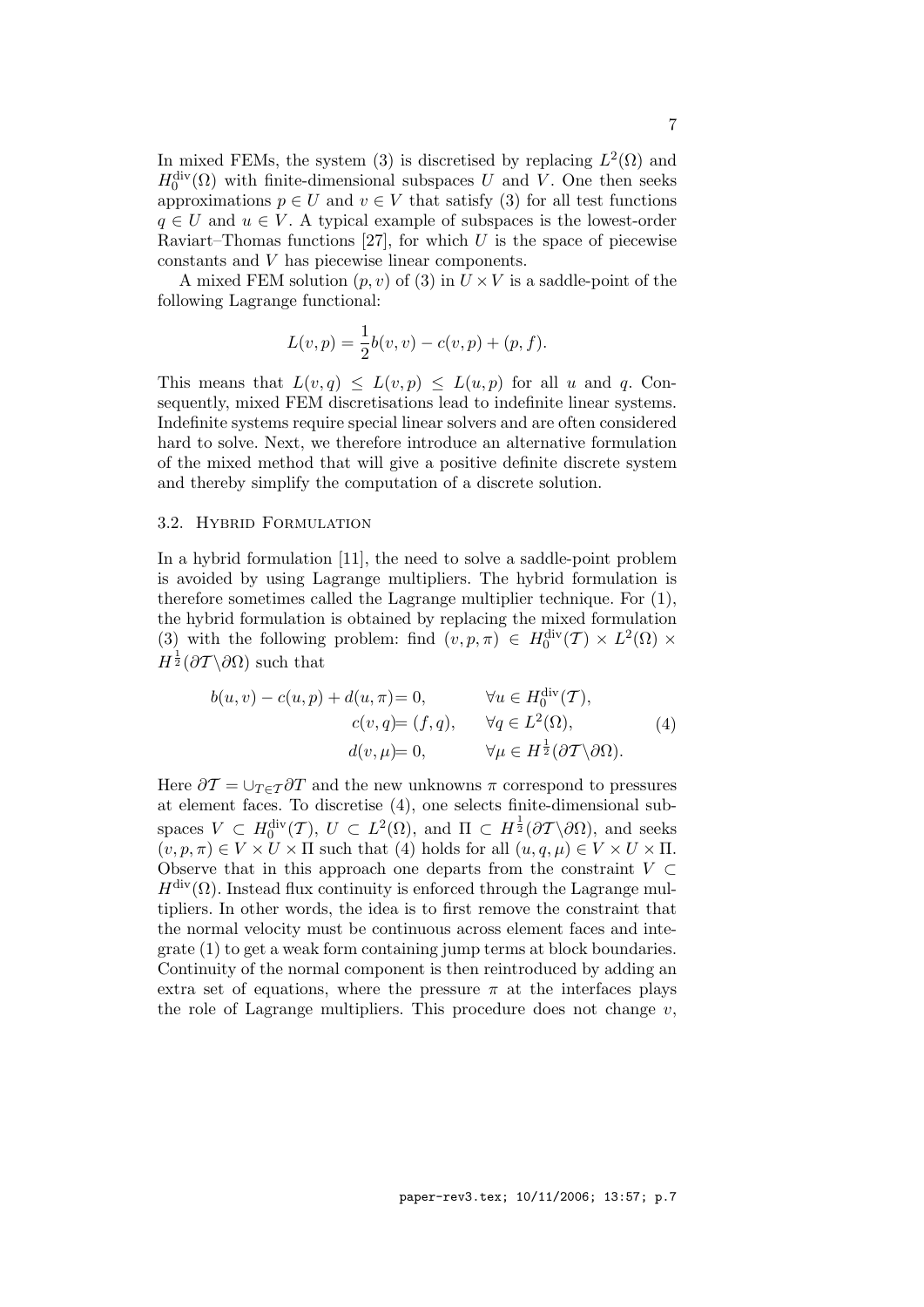In mixed FEMs, the system (3) is discretised by replacing $L^2(\Omega)$ and $H_0^{\text{div}}(\Omega)$ with finite-dimensional subspaces $U$ and $V$. One then seeks approximations $p \in U$ and $v \in V$ that satisfy (3) for all test functions $q \in U$ and $u \in V$. A typical example of subspaces is the lowest-order Raviart–Thomas functions [27], for which $U$ is the space of piecewise constants and $V$ has piecewise linear components.

A mixed FEM solution $(p, v)$ of (3) in $U \times V$ is a saddle-point of the following Lagrange functional:

$$L(v, p) = \frac{1}{2} b(v, v) - c(v, p) + (p, f).$$

This means that $L(v, q) \leq L(v, p) \leq L(u, p)$ for all $u$ and $q$. Consequently, mixed FEM discretisations lead to indefinite linear systems. Indefinite systems require special linear solvers and are often considered hard to solve. Next, we therefore introduce an alternative formulation of the mixed method that will give a positive definite discrete system and thereby simplify the computation of a discrete solution.

### 3.2. Hybrid Formulation

In a hybrid formulation [11], the need to solve a saddle-point problem is avoided by using Lagrange multipliers. The hybrid formulation is therefore sometimes called the Lagrange multiplier technique. For (1), the hybrid formulation is obtained by replacing the mixed formulation (3) with the following problem: find $(v, p, \pi) \in H_0^{\text{div}}(\mathcal{T}) \times L^2(\Omega) \times H^{\frac{1}{2}}(\partial\mathcal{T} \backslash \partial\Omega)$ such that

$$\begin{aligned} b(u, v) - c(u, p) + d(u, \pi) &= 0, && \forall u \in H_0^{\text{div}}(\mathcal{T}), \\ c(v, q) &= (f, q), && \forall q \in L^2(\Omega), \\ d(v, \mu) &= 0, && \forall \mu \in H^{\frac{1}{2}}(\partial\mathcal{T} \backslash \partial\Omega). \end{aligned} \tag{4}$$

Here $\partial\mathcal{T} = \cup_{T \in \mathcal{T}} \partial T$ and the new unknowns $\pi$ correspond to pressures at element faces. To discretise (4), one selects finite-dimensional subspaces $V \subset H_0^{\text{div}}(\mathcal{T})$, $U \subset L^2(\Omega)$, and $\Pi \subset H^{\frac{1}{2}}(\partial\mathcal{T} \backslash \partial\Omega)$, and seeks $(v, p, \pi) \in V \times U \times \Pi$ such that (4) holds for all $(u, q, \mu) \in V \times U \times \Pi$. Observe that in this approach one departs from the constraint $V \subset H^{\text{div}}(\Omega)$. Instead flux continuity is enforced through the Lagrange multipliers. In other words, the idea is to first remove the constraint that the normal velocity must be continuous across element faces and integrate (1) to get a weak form containing jump terms at block boundaries. Continuity of the normal component is then reintroduced by adding an extra set of equations, where the pressure $\pi$ at the interfaces plays the role of Lagrange multipliers. This procedure does not change $v$,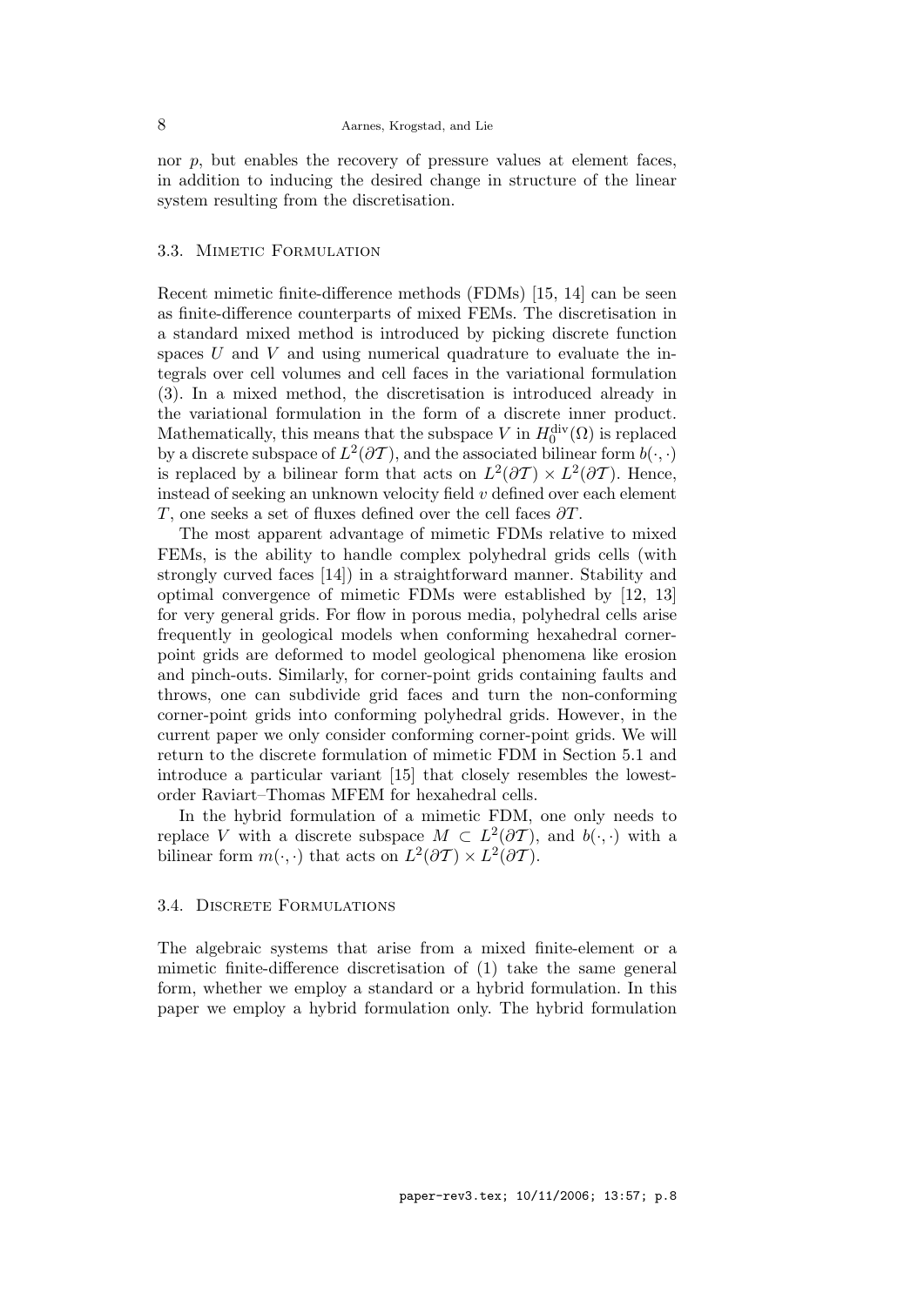nor $p$, but enables the recovery of pressure values at element faces, in addition to inducing the desired change in structure of the linear system resulting from the discretisation.

### 3.3. Mimetic Formulation

Recent mimetic finite-difference methods (FDMs) [15, 14] can be seen as finite-difference counterparts of mixed FEMs. The discretisation in a standard mixed method is introduced by picking discrete function spaces $U$ and $V$ and using numerical quadrature to evaluate the integrals over cell volumes and cell faces in the variational formulation (3). In a mixed method, the discretisation is introduced already in the variational formulation in the form of a discrete inner product. Mathematically, this means that the subspace $V$ in $H_0^{\text{div}}(\Omega)$ is replaced by a discrete subspace of $L^2(\partial\mathcal{T})$, and the associated bilinear form $b(\cdot,\cdot)$ is replaced by a bilinear form that acts on $L^2(\partial\mathcal{T}) \times L^2(\partial\mathcal{T})$. Hence, instead of seeking an unknown velocity field $v$ defined over each element $T$, one seeks a set of fluxes defined over the cell faces $\partial T$.

The most apparent advantage of mimetic FDMs relative to mixed FEMs, is the ability to handle complex polyhedral grids cells (with strongly curved faces [14]) in a straightforward manner. Stability and optimal convergence of mimetic FDMs were established by [12, 13] for very general grids. For flow in porous media, polyhedral cells arise frequently in geological models when conforming hexahedral corner-point grids are deformed to model geological phenomena like erosion and pinch-outs. Similarly, for corner-point grids containing faults and throws, one can subdivide grid faces and turn the non-conforming corner-point grids into conforming polyhedral grids. However, in the current paper we only consider conforming corner-point grids. We will return to the discrete formulation of mimetic FDM in Section 5.1 and introduce a particular variant [15] that closely resembles the lowest-order Raviart–Thomas MFEM for hexahedral cells.

In the hybrid formulation of a mimetic FDM, one only needs to replace $V$ with a discrete subspace $M \subset L^2(\partial\mathcal{T})$, and $b(\cdot,\cdot)$ with a bilinear form $m(\cdot,\cdot)$ that acts on $L^2(\partial\mathcal{T}) \times L^2(\partial\mathcal{T})$.

### 3.4. Discrete Formulations

The algebraic systems that arise from a mixed finite-element or a mimetic finite-difference discretisation of (1) take the same general form, whether we employ a standard or a hybrid formulation. In this paper we employ a hybrid formulation only. The hybrid formulation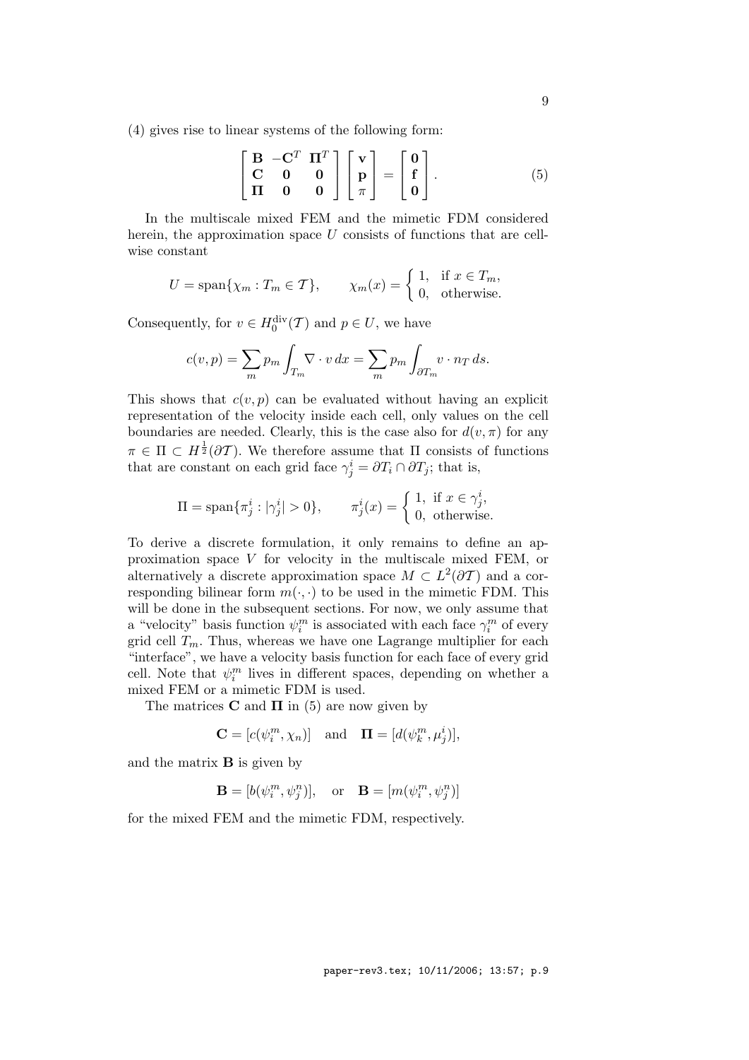(4) gives rise to linear systems of the following form:

$$\begin{bmatrix} \mathbf{B} & -\mathbf{C}^T & \mathbf{\Pi}^T \\ \mathbf{C} & \mathbf{0} & \mathbf{0} \\ \mathbf{\Pi} & \mathbf{0} & \mathbf{0} \end{bmatrix} \begin{bmatrix} \mathbf{v} \\ \mathbf{p} \\ \pi \end{bmatrix} = \begin{bmatrix} \mathbf{0} \\ \mathbf{f} \\ \mathbf{0} \end{bmatrix}. \tag{5}$$

In the multiscale mixed FEM and the mimetic FDM considered herein, the approximation space $U$ consists of functions that are cell-wise constant

$$U = \operatorname{span}\{\chi_m : T_m \in \mathcal{T}\}, \qquad \chi_m(x) = \begin{cases} 1, & \text{if } x \in T_m, \\ 0, & \text{otherwise.} \end{cases}$$

Consequently, for $v \in H_0^{\text{div}}(\mathcal{T})$ and $p \in U$, we have

$$c(v,p) = \sum_m p_m \int_{T_m} \nabla \cdot v \, dx = \sum_m p_m \int_{\partial T_m} v \cdot n_T \, ds.$$

This shows that $c(v,p)$ can be evaluated without having an explicit representation of the velocity inside each cell, only values on the cell boundaries are needed. Clearly, this is the case also for $d(v,\pi)$ for any $\pi \in \Pi \subset H^{\frac{1}{2}}(\partial\mathcal{T})$. We therefore assume that $\Pi$ consists of functions that are constant on each grid face $\gamma_j^i = \partial T_i \cap \partial T_j$; that is,

$$\Pi = \operatorname{span}\{\pi_j^i : |\gamma_j^i| > 0\}, \qquad \pi_j^i(x) = \begin{cases} 1, & \text{if } x \in \gamma_j^i, \\ 0, & \text{otherwise.} \end{cases}$$

To derive a discrete formulation, it only remains to define an approximation space $V$ for velocity in the multiscale mixed FEM, or alternatively a discrete approximation space $M \subset L^2(\partial\mathcal{T})$ and a corresponding bilinear form $m(\cdot,\cdot)$ to be used in the mimetic FDM. This will be done in the subsequent sections. For now, we only assume that a "velocity" basis function $\psi_i^m$ is associated with each face $\gamma_i^m$ of every grid cell $T_m$. Thus, whereas we have one Lagrange multiplier for each "interface", we have a velocity basis function for each face of every grid cell. Note that $\psi_i^m$ lives in different spaces, depending on whether a mixed FEM or a mimetic FDM is used.

The matrices $\mathbf{C}$ and $\mathbf{\Pi}$ in (5) are now given by

$$\mathbf{C} = [c(\psi_i^m, \chi_n)] \quad \text{and} \quad \mathbf{\Pi} = [d(\psi_k^m, \mu_j^i)],$$

and the matrix $\mathbf{B}$ is given by

$$\mathbf{B} = [b(\psi_i^m, \psi_j^n)], \quad \text{or} \quad \mathbf{B} = [m(\psi_i^m, \psi_j^n)]$$

for the mixed FEM and the mimetic FDM, respectively.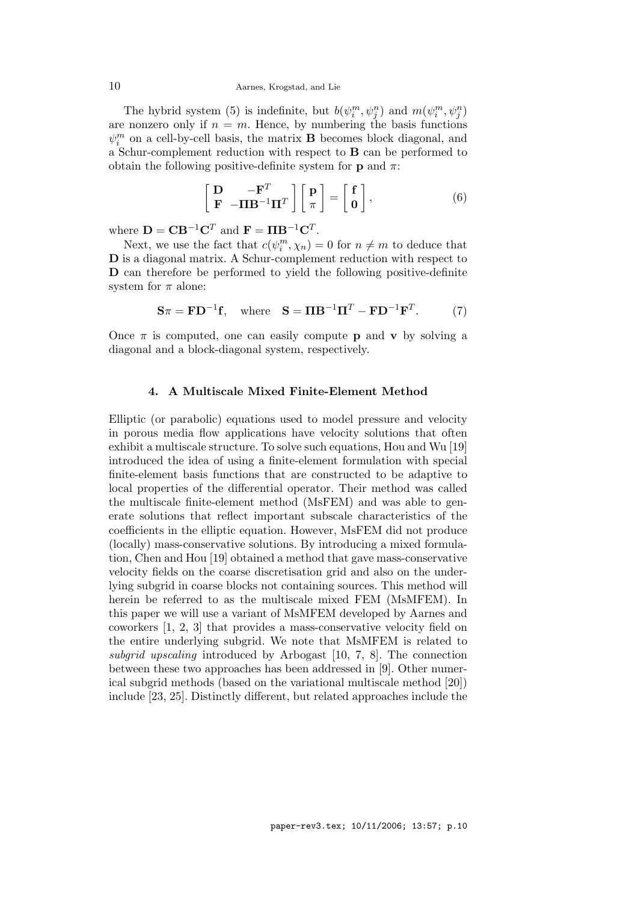The hybrid system (5) is indefinite, but $b(\psi_i^m, \psi_j^n)$ and $m(\psi_i^m, \psi_j^n)$ are nonzero only if $n = m$. Hence, by numbering the basis functions $\psi_i^m$ on a cell-by-cell basis, the matrix $\mathbf{B}$ becomes block diagonal, and a Schur-complement reduction with respect to $\mathbf{B}$ can be performed to obtain the following positive-definite system for $\mathbf{p}$ and $\pi$:

$$\begin{bmatrix} \mathbf{D} & -\mathbf{F}^T \\ \mathbf{F} & -\mathbf{\Pi}\mathbf{B}^{-1}\mathbf{\Pi}^T \end{bmatrix} \begin{bmatrix} \mathbf{p} \\ \pi \end{bmatrix} = \begin{bmatrix} \mathbf{f} \\ \mathbf{0} \end{bmatrix}, \tag{6}$$

where $\mathbf{D} = \mathbf{C}\mathbf{B}^{-1}\mathbf{C}^T$ and $\mathbf{F} = \mathbf{\Pi}\mathbf{B}^{-1}\mathbf{C}^T$.

Next, we use the fact that $c(\psi_i^m, \chi_n) = 0$ for $n \neq m$ to deduce that $\mathbf{D}$ is a diagonal matrix. A Schur-complement reduction with respect to $\mathbf{D}$ can therefore be performed to yield the following positive-definite system for $\pi$ alone:

$$\mathbf{S}\pi = \mathbf{F}\mathbf{D}^{-1}\mathbf{f}, \quad \text{where} \quad \mathbf{S} = \mathbf{\Pi}\mathbf{B}^{-1}\mathbf{\Pi}^T - \mathbf{F}\mathbf{D}^{-1}\mathbf{F}^T. \tag{7}$$

Once $\pi$ is computed, one can easily compute $\mathbf{p}$ and $\mathbf{v}$ by solving a diagonal and a block-diagonal system, respectively.

## 4. A Multiscale Mixed Finite-Element Method

Elliptic (or parabolic) equations used to model pressure and velocity in porous media flow applications have velocity solutions that often exhibit a multiscale structure. To solve such equations, Hou and Wu [19] introduced the idea of using a finite-element formulation with special finite-element basis functions that are constructed to be adaptive to local properties of the differential operator. Their method was called the multiscale finite-element method (MsFEM) and was able to generate solutions that reflect important subscale characteristics of the coefficients in the elliptic equation. However, MsFEM did not produce (locally) mass-conservative solutions. By introducing a mixed formulation, Chen and Hou [19] obtained a method that gave mass-conservative velocity fields on the coarse discretisation grid and also on the underlying subgrid in coarse blocks not containing sources. This method will herein be referred to as the multiscale mixed FEM (MsMFEM). In this paper we will use a variant of MsMFEM developed by Aarnes and coworkers [1, 2, 3] that provides a mass-conservative velocity field on the entire underlying subgrid. We note that MsMFEM is related to *subgrid upscaling* introduced by Arbogast [10, 7, 8]. The connection between these two approaches has been addressed in [9]. Other numerical subgrid methods (based on the variational multiscale method [20]) include [23, 25]. Distinctly different, but related approaches include the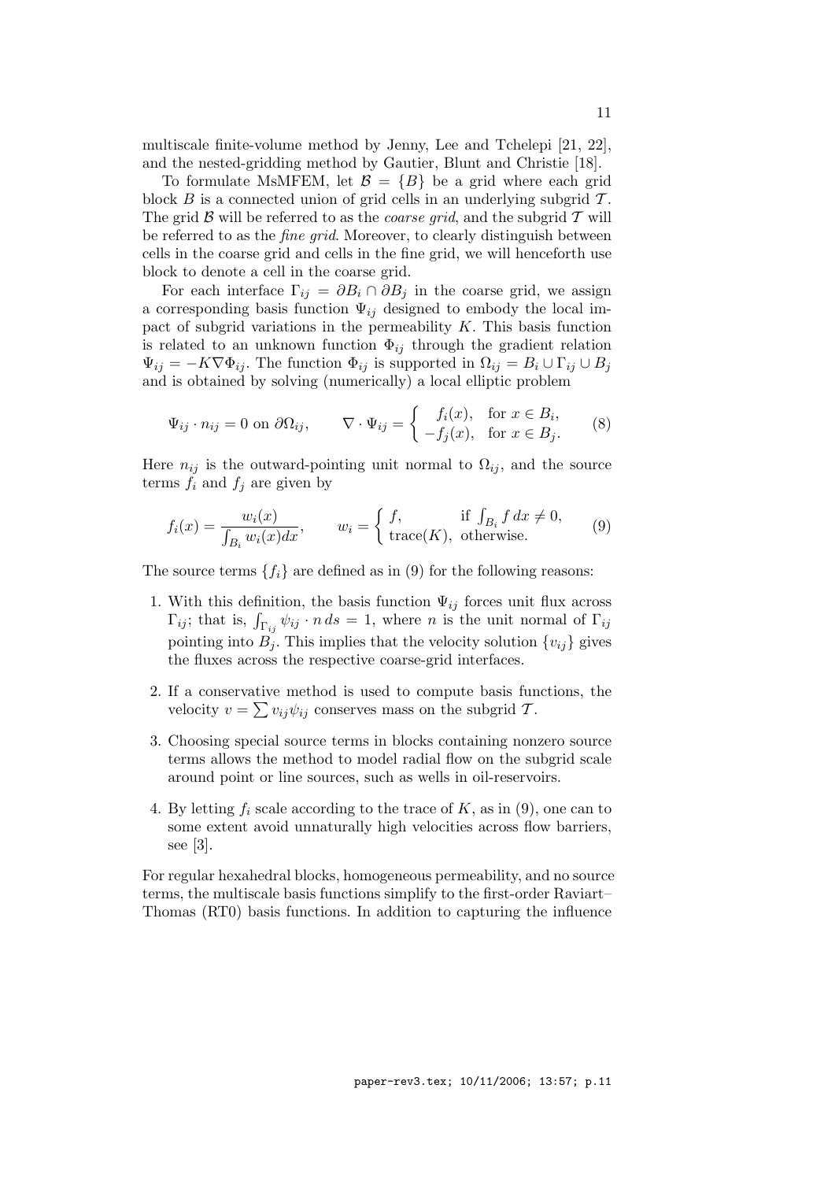multiscale finite-volume method by Jenny, Lee and Tchelepi [21, 22], and the nested-gridding method by Gautier, Blunt and Christie [18].

To formulate MsMFEM, let $\mathcal{B} = \{B\}$ be a grid where each grid block $B$ is a connected union of grid cells in an underlying subgrid $\mathcal{T}$. The grid $\mathcal{B}$ will be referred to as the *coarse grid*, and the subgrid $\mathcal{T}$ will be referred to as the *fine grid*. Moreover, to clearly distinguish between cells in the coarse grid and cells in the fine grid, we will henceforth use block to denote a cell in the coarse grid.

For each interface $\Gamma_{ij} = \partial B_i \cap \partial B_j$ in the coarse grid, we assign a corresponding basis function $\Psi_{ij}$ designed to embody the local impact of subgrid variations in the permeability $K$. This basis function is related to an unknown function $\Phi_{ij}$ through the gradient relation $\Psi_{ij} = -K\nabla\Phi_{ij}$. The function $\Phi_{ij}$ is supported in $\Omega_{ij} = B_i \cup \Gamma_{ij} \cup B_j$ and is obtained by solving (numerically) a local elliptic problem

$$\Psi_{ij} \cdot n_{ij} = 0 \text{ on } \partial\Omega_{ij}, \qquad \nabla \cdot \Psi_{ij} = \begin{cases} f_i(x), & \text{for } x \in B_i, \\ -f_j(x), & \text{for } x \in B_j. \end{cases} \tag{8}$$

Here $n_{ij}$ is the outward-pointing unit normal to $\Omega_{ij}$, and the source terms $f_i$ and $f_j$ are given by

$$f_i(x) = \frac{w_i(x)}{\int_{B_i} w_i(x)dx}, \qquad w_i = \begin{cases} f, & \text{if } \int_{B_i} f\,dx \neq 0, \\ \text{trace}(K), & \text{otherwise.} \end{cases} \tag{9}$$

The source terms $\{f_i\}$ are defined as in (9) for the following reasons:

1. With this definition, the basis function $\Psi_{ij}$ forces unit flux across $\Gamma_{ij}$; that is, $\int_{\Gamma_{ij}} \psi_{ij} \cdot n\,ds = 1$, where $n$ is the unit normal of $\Gamma_{ij}$ pointing into $B_j$. This implies that the velocity solution $\{v_{ij}\}$ gives the fluxes across the respective coarse-grid interfaces.

2. If a conservative method is used to compute basis functions, the velocity $v = \sum v_{ij}\psi_{ij}$ conserves mass on the subgrid $\mathcal{T}$.

3. Choosing special source terms in blocks containing nonzero source terms allows the method to model radial flow on the subgrid scale around point or line sources, such as wells in oil-reservoirs.

4. By letting $f_i$ scale according to the trace of $K$, as in (9), one can to some extent avoid unnaturally high velocities across flow barriers, see [3].

For regular hexahedral blocks, homogeneous permeability, and no source terms, the multiscale basis functions simplify to the first-order Raviart–Thomas (RT0) basis functions. In addition to capturing the influence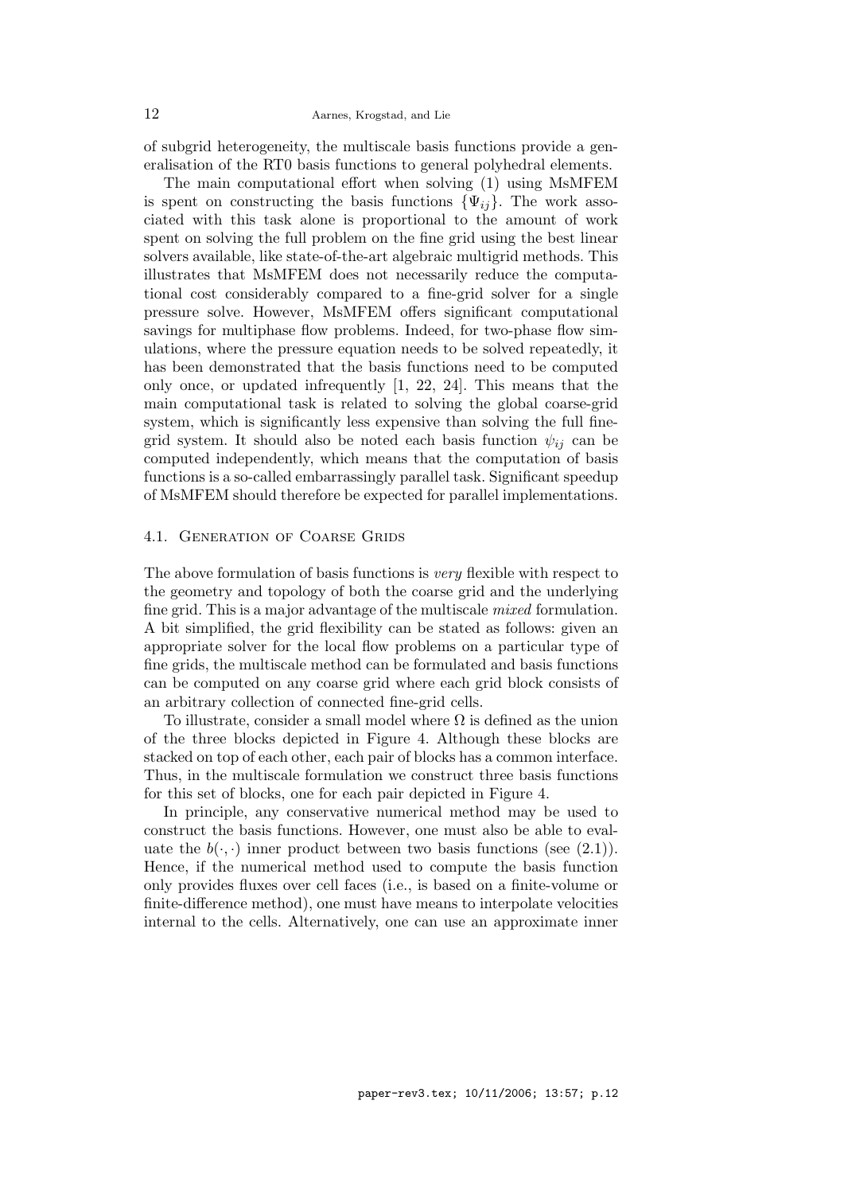of subgrid heterogeneity, the multiscale basis functions provide a generalisation of the RT0 basis functions to general polyhedral elements.

The main computational effort when solving (1) using MsMFEM is spent on constructing the basis functions $\{\Psi_{ij}\}$. The work associated with this task alone is proportional to the amount of work spent on solving the full problem on the fine grid using the best linear solvers available, like state-of-the-art algebraic multigrid methods. This illustrates that MsMFEM does not necessarily reduce the computational cost considerably compared to a fine-grid solver for a single pressure solve. However, MsMFEM offers significant computational savings for multiphase flow problems. Indeed, for two-phase flow simulations, where the pressure equation needs to be solved repeatedly, it has been demonstrated that the basis functions need to be computed only once, or updated infrequently [1, 22, 24]. This means that the main computational task is related to solving the global coarse-grid system, which is significantly less expensive than solving the full fine-grid system. It should also be noted each basis function $\psi_{ij}$ can be computed independently, which means that the computation of basis functions is a so-called embarrassingly parallel task. Significant speedup of MsMFEM should therefore be expected for parallel implementations.

### 4.1. Generation of Coarse Grids

The above formulation of basis functions is *very* flexible with respect to the geometry and topology of both the coarse grid and the underlying fine grid. This is a major advantage of the multiscale *mixed* formulation. A bit simplified, the grid flexibility can be stated as follows: given an appropriate solver for the local flow problems on a particular type of fine grids, the multiscale method can be formulated and basis functions can be computed on any coarse grid where each grid block consists of an arbitrary collection of connected fine-grid cells.

To illustrate, consider a small model where $\Omega$ is defined as the union of the three blocks depicted in Figure 4. Although these blocks are stacked on top of each other, each pair of blocks has a common interface. Thus, in the multiscale formulation we construct three basis functions for this set of blocks, one for each pair depicted in Figure 4.

In principle, any conservative numerical method may be used to construct the basis functions. However, one must also be able to evaluate the $b(\cdot,\cdot)$ inner product between two basis functions (see (2.1)). Hence, if the numerical method used to compute the basis function only provides fluxes over cell faces (i.e., is based on a finite-volume or finite-difference method), one must have means to interpolate velocities internal to the cells. Alternatively, one can use an approximate inner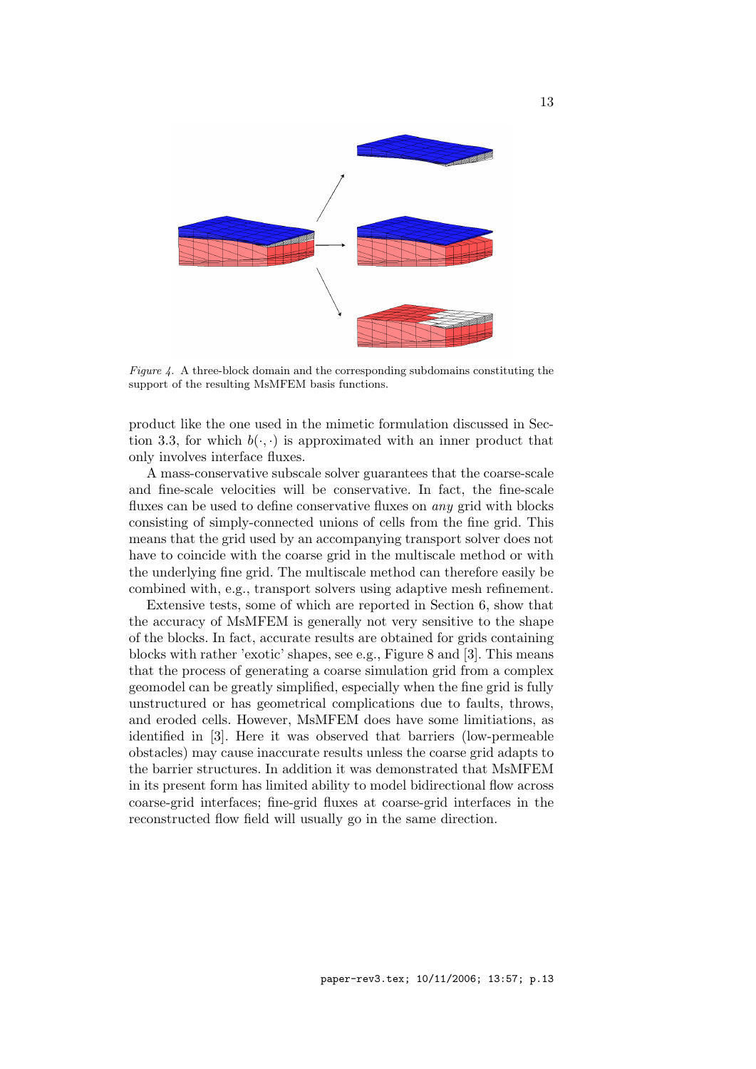*Figure 4.* A three-block domain and the corresponding subdomains constituting the support of the resulting MsMFEM basis functions.

product like the one used in the mimetic formulation discussed in Section 3.3, for which $b(\cdot, \cdot)$ is approximated with an inner product that only involves interface fluxes.

A mass-conservative subscale solver guarantees that the coarse-scale and fine-scale velocities will be conservative. In fact, the fine-scale fluxes can be used to define conservative fluxes on *any* grid with blocks consisting of simply-connected unions of cells from the fine grid. This means that the grid used by an accompanying transport solver does not have to coincide with the coarse grid in the multiscale method or with the underlying fine grid. The multiscale method can therefore easily be combined with, e.g., transport solvers using adaptive mesh refinement.

Extensive tests, some of which are reported in Section 6, show that the accuracy of MsMFEM is generally not very sensitive to the shape of the blocks. In fact, accurate results are obtained for grids containing blocks with rather 'exotic' shapes, see e.g., Figure 8 and [3]. This means that the process of generating a coarse simulation grid from a complex geomodel can be greatly simplified, especially when the fine grid is fully unstructured or has geometrical complications due to faults, throws, and eroded cells. However, MsMFEM does have some limitiations, as identified in [3]. Here it was observed that barriers (low-permeable obstacles) may cause inaccurate results unless the coarse grid adapts to the barrier structures. In addition it was demonstrated that MsMFEM in its present form has limited ability to model bidirectional flow across coarse-grid interfaces; fine-grid fluxes at coarse-grid interfaces in the reconstructed flow field will usually go in the same direction.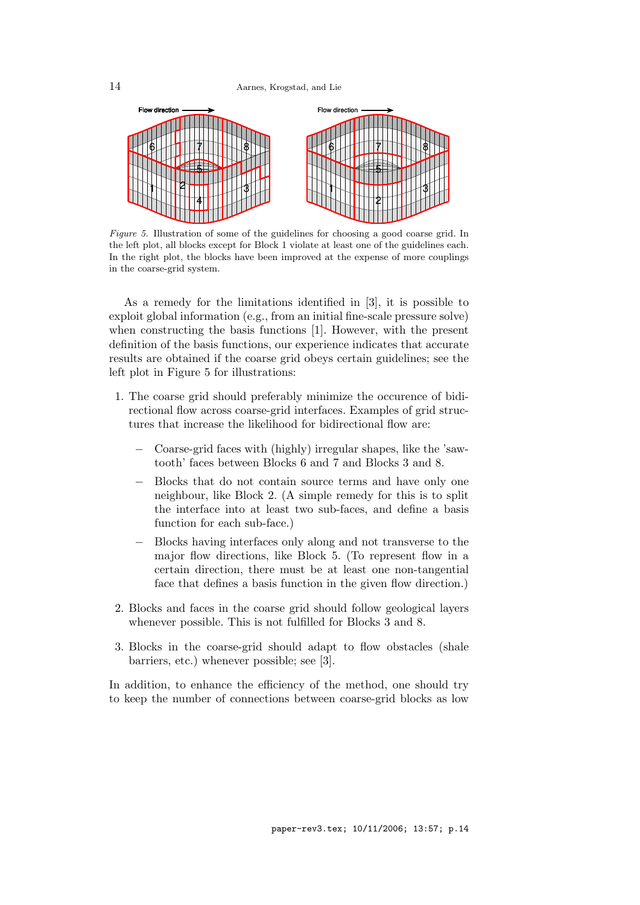*Figure 5.* Illustration of some of the guidelines for choosing a good coarse grid. In the left plot, all blocks except for Block 1 violate at least one of the guidelines each. In the right plot, the blocks have been improved at the expense of more couplings in the coarse-grid system.

As a remedy for the limitations identified in [3], it is possible to exploit global information (e.g., from an initial fine-scale pressure solve) when constructing the basis functions [1]. However, with the present definition of the basis functions, our experience indicates that accurate results are obtained if the coarse grid obeys certain guidelines; see the left plot in Figure 5 for illustrations:

1. The coarse grid should preferably minimize the occurence of bidirectional flow across coarse-grid interfaces. Examples of grid structures that increase the likelihood for bidirectional flow are:
   - Coarse-grid faces with (highly) irregular shapes, like the 'sawtooth' faces between Blocks 6 and 7 and Blocks 3 and 8.
   - Blocks that do not contain source terms and have only one neighbour, like Block 2. (A simple remedy for this is to split the interface into at least two sub-faces, and define a basis function for each sub-face.)
   - Blocks having interfaces only along and not transverse to the major flow directions, like Block 5. (To represent flow in a certain direction, there must be at least one non-tangential face that defines a basis function in the given flow direction.)
2. Blocks and faces in the coarse grid should follow geological layers whenever possible. This is not fulfilled for Blocks 3 and 8.
3. Blocks in the coarse-grid should adapt to flow obstacles (shale barriers, etc.) whenever possible; see [3].

In addition, to enhance the efficiency of the method, one should try to keep the number of connections between coarse-grid blocks as low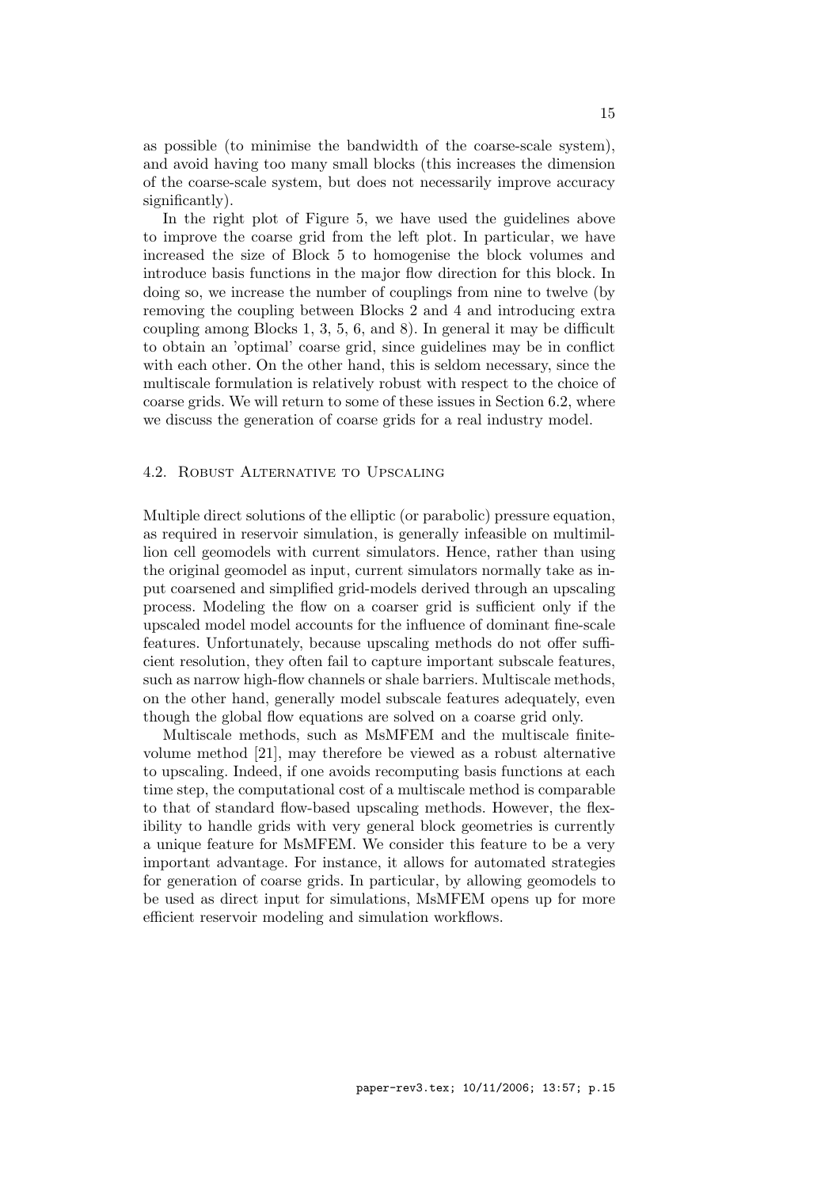as possible (to minimise the bandwidth of the coarse-scale system), and avoid having too many small blocks (this increases the dimension of the coarse-scale system, but does not necessarily improve accuracy significantly).

In the right plot of Figure 5, we have used the guidelines above to improve the coarse grid from the left plot. In particular, we have increased the size of Block 5 to homogenise the block volumes and introduce basis functions in the major flow direction for this block. In doing so, we increase the number of couplings from nine to twelve (by removing the coupling between Blocks 2 and 4 and introducing extra coupling among Blocks 1, 3, 5, 6, and 8). In general it may be difficult to obtain an 'optimal' coarse grid, since guidelines may be in conflict with each other. On the other hand, this is seldom necessary, since the multiscale formulation is relatively robust with respect to the choice of coarse grids. We will return to some of these issues in Section 6.2, where we discuss the generation of coarse grids for a real industry model.

### 4.2. Robust Alternative to Upscaling

Multiple direct solutions of the elliptic (or parabolic) pressure equation, as required in reservoir simulation, is generally infeasible on multimillion cell geomodels with current simulators. Hence, rather than using the original geomodel as input, current simulators normally take as input coarsened and simplified grid-models derived through an upscaling process. Modeling the flow on a coarser grid is sufficient only if the upscaled model model accounts for the influence of dominant fine-scale features. Unfortunately, because upscaling methods do not offer sufficient resolution, they often fail to capture important subscale features, such as narrow high-flow channels or shale barriers. Multiscale methods, on the other hand, generally model subscale features adequately, even though the global flow equations are solved on a coarse grid only.

Multiscale methods, such as MsMFEM and the multiscale finite-volume method [21], may therefore be viewed as a robust alternative to upscaling. Indeed, if one avoids recomputing basis functions at each time step, the computational cost of a multiscale method is comparable to that of standard flow-based upscaling methods. However, the flexibility to handle grids with very general block geometries is currently a unique feature for MsMFEM. We consider this feature to be a very important advantage. For instance, it allows for automated strategies for generation of coarse grids. In particular, by allowing geomodels to be used as direct input for simulations, MsMFEM opens up for more efficient reservoir modeling and simulation workflows.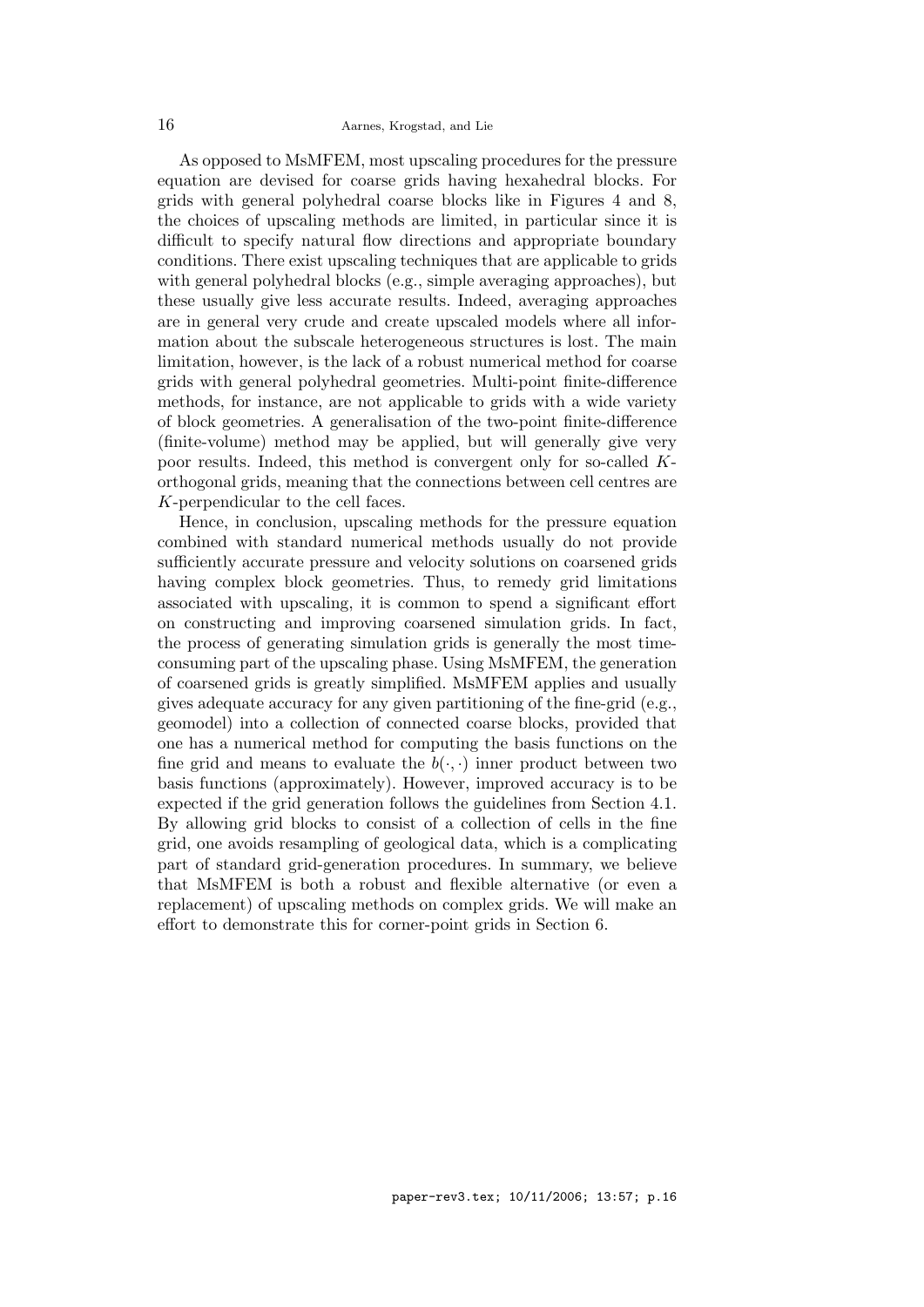As opposed to MsMFEM, most upscaling procedures for the pressure equation are devised for coarse grids having hexahedral blocks. For grids with general polyhedral coarse blocks like in Figures 4 and 8, the choices of upscaling methods are limited, in particular since it is difficult to specify natural flow directions and appropriate boundary conditions. There exist upscaling techniques that are applicable to grids with general polyhedral blocks (e.g., simple averaging approaches), but these usually give less accurate results. Indeed, averaging approaches are in general very crude and create upscaled models where all information about the subscale heterogeneous structures is lost. The main limitation, however, is the lack of a robust numerical method for coarse grids with general polyhedral geometries. Multi-point finite-difference methods, for instance, are not applicable to grids with a wide variety of block geometries. A generalisation of the two-point finite-difference (finite-volume) method may be applied, but will generally give very poor results. Indeed, this method is convergent only for so-called $K$-orthogonal grids, meaning that the connections between cell centres are $K$-perpendicular to the cell faces.

Hence, in conclusion, upscaling methods for the pressure equation combined with standard numerical methods usually do not provide sufficiently accurate pressure and velocity solutions on coarsened grids having complex block geometries. Thus, to remedy grid limitations associated with upscaling, it is common to spend a significant effort on constructing and improving coarsened simulation grids. In fact, the process of generating simulation grids is generally the most time-consuming part of the upscaling phase. Using MsMFEM, the generation of coarsened grids is greatly simplified. MsMFEM applies and usually gives adequate accuracy for any given partitioning of the fine-grid (e.g., geomodel) into a collection of connected coarse blocks, provided that one has a numerical method for computing the basis functions on the fine grid and means to evaluate the $b(\cdot, \cdot)$ inner product between two basis functions (approximately). However, improved accuracy is to be expected if the grid generation follows the guidelines from Section 4.1. By allowing grid blocks to consist of a collection of cells in the fine grid, one avoids resampling of geological data, which is a complicating part of standard grid-generation procedures. In summary, we believe that MsMFEM is both a robust and flexible alternative (or even a replacement) of upscaling methods on complex grids. We will make an effort to demonstrate this for corner-point grids in Section 6.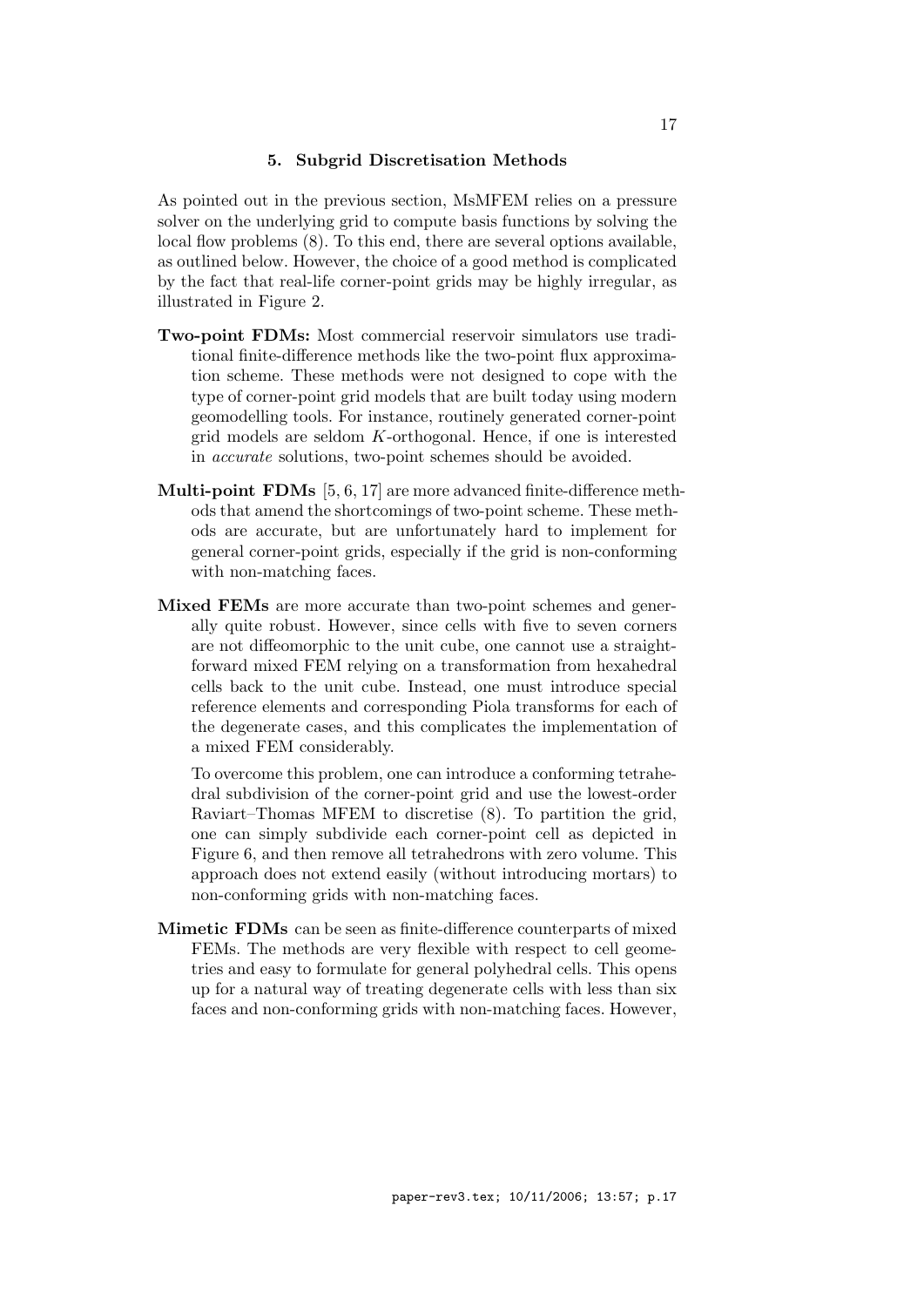## 5. Subgrid Discretisation Methods

As pointed out in the previous section, MsMFEM relies on a pressure solver on the underlying grid to compute basis functions by solving the local flow problems (8). To this end, there are several options available, as outlined below. However, the choice of a good method is complicated by the fact that real-life corner-point grids may be highly irregular, as illustrated in Figure 2.

**Two-point FDMs:** Most commercial reservoir simulators use traditional finite-difference methods like the two-point flux approximation scheme. These methods were not designed to cope with the type of corner-point grid models that are built today using modern geomodelling tools. For instance, routinely generated corner-point grid models are seldom $K$-orthogonal. Hence, if one is interested in *accurate* solutions, two-point schemes should be avoided.

**Multi-point FDMs** [5, 6, 17] are more advanced finite-difference methods that amend the shortcomings of two-point scheme. These methods are accurate, but are unfortunately hard to implement for general corner-point grids, especially if the grid is non-conforming with non-matching faces.

**Mixed FEMs** are more accurate than two-point schemes and generally quite robust. However, since cells with five to seven corners are not diffeomorphic to the unit cube, one cannot use a straightforward mixed FEM relying on a transformation from hexahedral cells back to the unit cube. Instead, one must introduce special reference elements and corresponding Piola transforms for each of the degenerate cases, and this complicates the implementation of a mixed FEM considerably.

To overcome this problem, one can introduce a conforming tetrahedral subdivision of the corner-point grid and use the lowest-order Raviart–Thomas MFEM to discretise (8). To partition the grid, one can simply subdivide each corner-point cell as depicted in Figure 6, and then remove all tetrahedrons with zero volume. This approach does not extend easily (without introducing mortars) to non-conforming grids with non-matching faces.

**Mimetic FDMs** can be seen as finite-difference counterparts of mixed FEMs. The methods are very flexible with respect to cell geometries and easy to formulate for general polyhedral cells. This opens up for a natural way of treating degenerate cells with less than six faces and non-conforming grids with non-matching faces. However,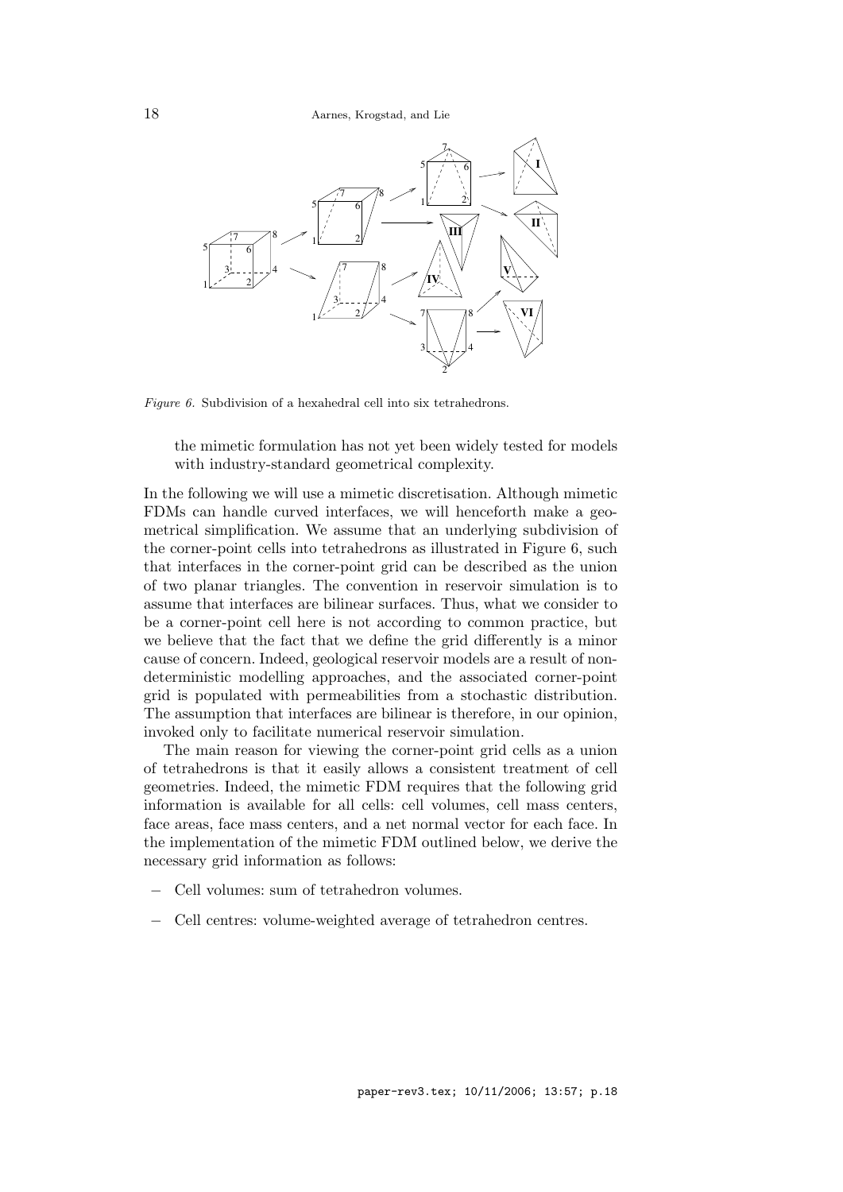*Figure 6.* Subdivision of a hexahedral cell into six tetrahedrons.

> the mimetic formulation has not yet been widely tested for models with industry-standard geometrical complexity.

In the following we will use a mimetic discretisation. Although mimetic FDMs can handle curved interfaces, we will henceforth make a geometrical simplification. We assume that an underlying subdivision of the corner-point cells into tetrahedrons as illustrated in Figure 6, such that interfaces in the corner-point grid can be described as the union of two planar triangles. The convention in reservoir simulation is to assume that interfaces are bilinear surfaces. Thus, what we consider to be a corner-point cell here is not according to common practice, but we believe that the fact that we define the grid differently is a minor cause of concern. Indeed, geological reservoir models are a result of nondeterministic modelling approaches, and the associated corner-point grid is populated with permeabilities from a stochastic distribution. The assumption that interfaces are bilinear is therefore, in our opinion, invoked only to facilitate numerical reservoir simulation.

The main reason for viewing the corner-point grid cells as a union of tetrahedrons is that it easily allows a consistent treatment of cell geometries. Indeed, the mimetic FDM requires that the following grid information is available for all cells: cell volumes, cell mass centers, face areas, face mass centers, and a net normal vector for each face. In the implementation of the mimetic FDM outlined below, we derive the necessary grid information as follows:

- Cell volumes: sum of tetrahedron volumes.
- Cell centres: volume-weighted average of tetrahedron centres.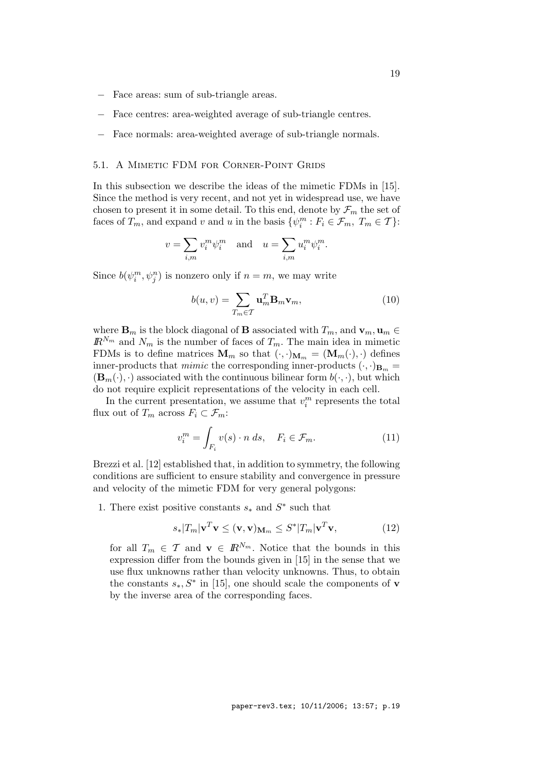- Face areas: sum of sub-triangle areas.
- Face centres: area-weighted average of sub-triangle centres.
- Face normals: area-weighted average of sub-triangle normals.

### 5.1. A Mimetic FDM for Corner-Point Grids

In this subsection we describe the ideas of the mimetic FDMs in [15]. Since the method is very recent, and not yet in widespread use, we have chosen to present it in some detail. To this end, denote by $\mathcal{F}_m$ the set of faces of $T_m$, and expand $v$ and $u$ in the basis $\{\psi_i^m : F_i \in \mathcal{F}_m,\ T_m \in \mathcal{T}\}$:

$$v = \sum_{i,m} v_i^m \psi_i^m \quad \text{and} \quad u = \sum_{i,m} u_i^m \psi_i^m.$$

Since $b(\psi_i^m, \psi_j^n)$ is nonzero only if $n = m$, we may write

$$b(u, v) = \sum_{T_m \in \mathcal{T}} \mathbf{u}_m^T \mathbf{B}_m \mathbf{v}_m, \tag{10}$$

where $\mathbf{B}_m$ is the block diagonal of $\mathbf{B}$ associated with $T_m$, and $\mathbf{v}_m, \mathbf{u}_m \in \mathbb{R}^{N_m}$ and $N_m$ is the number of faces of $T_m$. The main idea in mimetic FDMs is to define matrices $\mathbf{M}_m$ so that $(\cdot,\cdot)_{\mathbf{M}_m} = (\mathbf{M}_m(\cdot),\cdot)$ defines inner-products that *mimic* the corresponding inner-products $(\cdot,\cdot)_{\mathbf{B}_m} = (\mathbf{B}_m(\cdot),\cdot)$ associated with the continuous bilinear form $b(\cdot,\cdot)$, but which do not require explicit representations of the velocity in each cell.

In the current presentation, we assume that $v_i^m$ represents the total flux out of $T_m$ across $F_i \subset \mathcal{F}_m$:

$$v_i^m = \int_{F_i} v(s) \cdot n \, ds, \quad F_i \in \mathcal{F}_m. \tag{11}$$

Brezzi et al. [12] established that, in addition to symmetry, the following conditions are sufficient to ensure stability and convergence in pressure and velocity of the mimetic FDM for very general polygons:

1. There exist positive constants $s_*$ and $S^*$ such that

$$s_* |T_m| \mathbf{v}^T \mathbf{v} \leq (\mathbf{v}, \mathbf{v})_{\mathbf{M}_m} \leq S^* |T_m| \mathbf{v}^T \mathbf{v}, \tag{12}$$

for all $T_m \in \mathcal{T}$ and $\mathbf{v} \in \mathbb{R}^{N_m}$. Notice that the bounds in this expression differ from the bounds given in [15] in the sense that we use flux unknowns rather than velocity unknowns. Thus, to obtain the constants $s_*, S^*$ in [15], one should scale the components of $\mathbf{v}$ by the inverse area of the corresponding faces.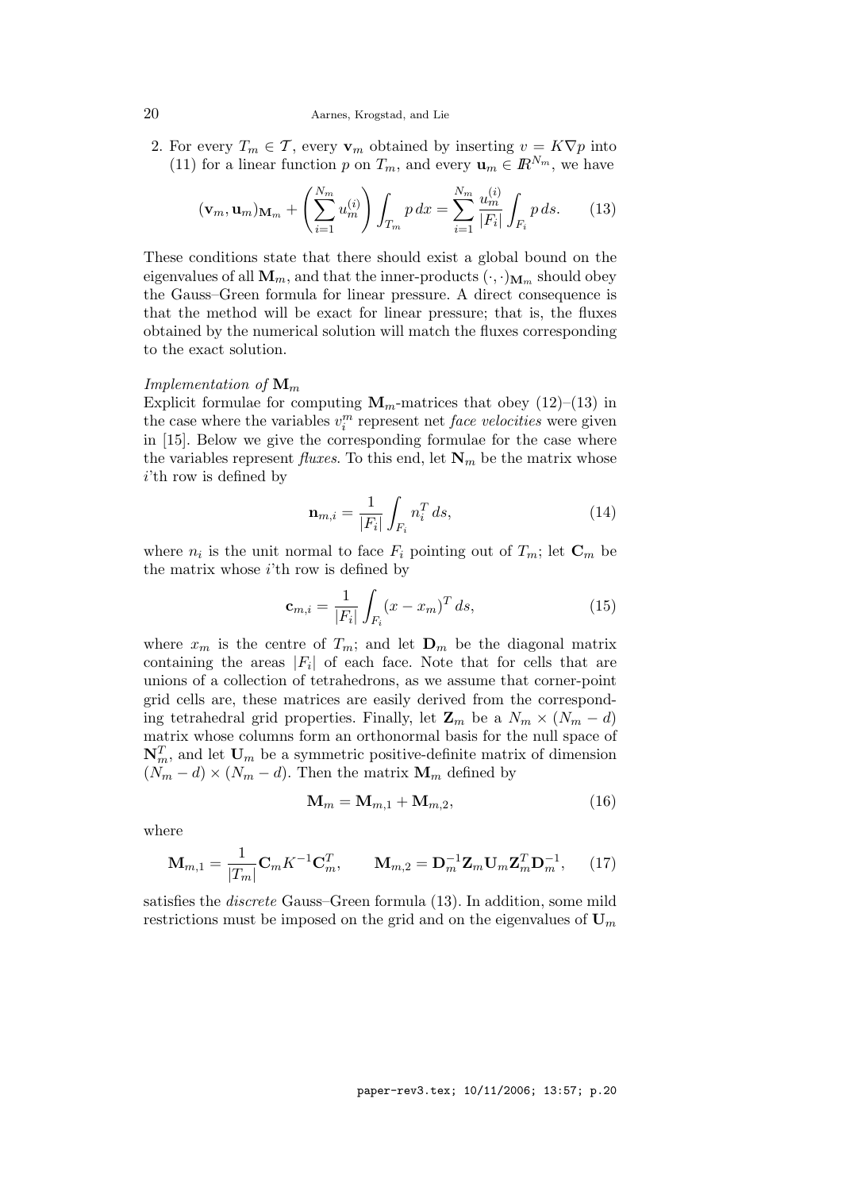2. For every $T_m \in \mathcal{T}$, every $\mathbf{v}_m$ obtained by inserting $v = K\nabla p$ into (11) for a linear function $p$ on $T_m$, and every $\mathbf{u}_m \in I\!R^{N_m}$, we have

$$(\mathbf{v}_m, \mathbf{u}_m)_{\mathbf{M}_m} + \left(\sum_{i=1}^{N_m} u_m^{(i)}\right) \int_{T_m} p\, dx = \sum_{i=1}^{N_m} \frac{u_m^{(i)}}{|F_i|} \int_{F_i} p\, ds. \qquad (13)$$

These conditions state that there should exist a global bound on the eigenvalues of all $\mathbf{M}_m$, and that the inner-products $(\cdot,\cdot)_{\mathbf{M}_m}$ should obey the Gauss–Green formula for linear pressure. A direct consequence is that the method will be exact for linear pressure; that is, the fluxes obtained by the numerical solution will match the fluxes corresponding to the exact solution.

*Implementation of* $\mathbf{M}_m$

Explicit formulae for computing $\mathbf{M}_m$-matrices that obey (12)–(13) in the case where the variables $v_i^m$ represent net *face velocities* were given in [15]. Below we give the corresponding formulae for the case where the variables represent *fluxes*. To this end, let $\mathbf{N}_m$ be the matrix whose $i$'th row is defined by

$$\mathbf{n}_{m,i} = \frac{1}{|F_i|} \int_{F_i} n_i^T\, ds, \qquad (14)$$

where $n_i$ is the unit normal to face $F_i$ pointing out of $T_m$; let $\mathbf{C}_m$ be the matrix whose $i$'th row is defined by

$$\mathbf{c}_{m,i} = \frac{1}{|F_i|} \int_{F_i} (x - x_m)^T\, ds, \qquad (15)$$

where $x_m$ is the centre of $T_m$; and let $\mathbf{D}_m$ be the diagonal matrix containing the areas $|F_i|$ of each face. Note that for cells that are unions of a collection of tetrahedrons, as we assume that corner-point grid cells are, these matrices are easily derived from the corresponding tetrahedral grid properties. Finally, let $\mathbf{Z}_m$ be a $N_m \times (N_m - d)$ matrix whose columns form an orthonormal basis for the null space of $\mathbf{N}_m^T$, and let $\mathbf{U}_m$ be a symmetric positive-definite matrix of dimension $(N_m - d) \times (N_m - d)$. Then the matrix $\mathbf{M}_m$ defined by

$$\mathbf{M}_m = \mathbf{M}_{m,1} + \mathbf{M}_{m,2}, \qquad (16)$$

where

$$\mathbf{M}_{m,1} = \frac{1}{|T_m|} \mathbf{C}_m K^{-1} \mathbf{C}_m^T, \qquad \mathbf{M}_{m,2} = \mathbf{D}_m^{-1} \mathbf{Z}_m \mathbf{U}_m \mathbf{Z}_m^T \mathbf{D}_m^{-1}, \qquad (17)$$

satisfies the *discrete* Gauss–Green formula (13). In addition, some mild restrictions must be imposed on the grid and on the eigenvalues of $\mathbf{U}_m$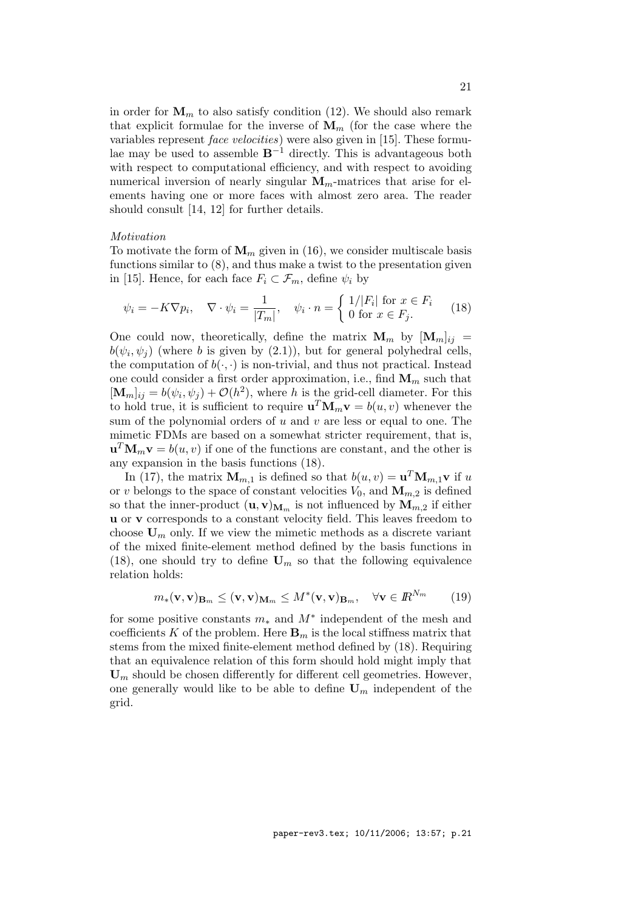in order for $\mathbf{M}_m$ to also satisfy condition (12). We should also remark that explicit formulae for the inverse of $\mathbf{M}_m$ (for the case where the variables represent *face velocities*) were also given in [15]. These formulae may be used to assemble $\mathbf{B}^{-1}$ directly. This is advantageous both with respect to computational efficiency, and with respect to avoiding numerical inversion of nearly singular $\mathbf{M}_m$-matrices that arise for elements having one or more faces with almost zero area. The reader should consult [14, 12] for further details.

*Motivation*

To motivate the form of $\mathbf{M}_m$ given in (16), we consider multiscale basis functions similar to (8), and thus make a twist to the presentation given in [15]. Hence, for each face $F_i \subset \mathcal{F}_m$, define $\psi_i$ by

$$\psi_i = -K\nabla p_i, \quad \nabla \cdot \psi_i = \frac{1}{|T_m|}, \quad \psi_i \cdot n = \begin{cases} 1/|F_i| \text{ for } x \in F_i \\ 0 \text{ for } x \in F_j. \end{cases} \tag{18}$$

One could now, theoretically, define the matrix $\mathbf{M}_m$ by $[\mathbf{M}_m]_{ij} = b(\psi_i, \psi_j)$ (where $b$ is given by (2.1)), but for general polyhedral cells, the computation of $b(\cdot,\cdot)$ is non-trivial, and thus not practical. Instead one could consider a first order approximation, i.e., find $\mathbf{M}_m$ such that $[\mathbf{M}_m]_{ij} = b(\psi_i, \psi_j) + \mathcal{O}(h^2)$, where $h$ is the grid-cell diameter. For this to hold true, it is sufficient to require $\mathbf{u}^T\mathbf{M}_m\mathbf{v} = b(u, v)$ whenever the sum of the polynomial orders of $u$ and $v$ are less or equal to one. The mimetic FDMs are based on a somewhat stricter requirement, that is, $\mathbf{u}^T\mathbf{M}_m\mathbf{v} = b(u, v)$ if one of the functions are constant, and the other is any expansion in the basis functions (18).

In (17), the matrix $\mathbf{M}_{m,1}$ is defined so that $b(u, v) = \mathbf{u}^T\mathbf{M}_{m,1}\mathbf{v}$ if $u$ or $v$ belongs to the space of constant velocities $V_0$, and $\mathbf{M}_{m,2}$ is defined so that the inner-product $(\mathbf{u}, \mathbf{v})_{\mathbf{M}_m}$ is not influenced by $\mathbf{M}_{m,2}$ if either $\mathbf{u}$ or $\mathbf{v}$ corresponds to a constant velocity field. This leaves freedom to choose $\mathbf{U}_m$ only. If we view the mimetic methods as a discrete variant of the mixed finite-element method defined by the basis functions in (18), one should try to define $\mathbf{U}_m$ so that the following equivalence relation holds:

$$m_*(\mathbf{v}, \mathbf{v})_{\mathbf{B}_m} \le (\mathbf{v}, \mathbf{v})_{\mathbf{M}_m} \le M^*(\mathbf{v}, \mathbf{v})_{\mathbf{B}_m}, \quad \forall \mathbf{v} \in \mathbb{R}^{N_m} \tag{19}$$

for some positive constants $m_*$ and $M^*$ independent of the mesh and coefficients $K$ of the problem. Here $\mathbf{B}_m$ is the local stiffness matrix that stems from the mixed finite-element method defined by (18). Requiring that an equivalence relation of this form should hold might imply that $\mathbf{U}_m$ should be chosen differently for different cell geometries. However, one generally would like to be able to define $\mathbf{U}_m$ independent of the grid.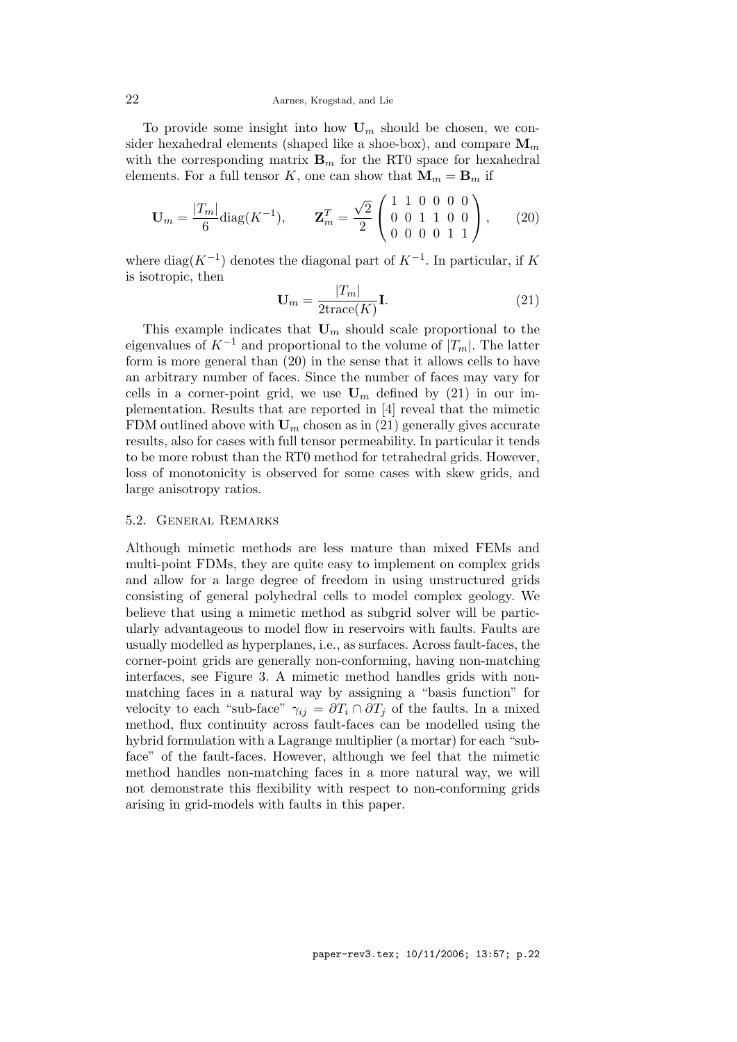To provide some insight into how $\mathbf{U}_m$ should be chosen, we consider hexahedral elements (shaped like a shoe-box), and compare $\mathbf{M}_m$ with the corresponding matrix $\mathbf{B}_m$ for the RT0 space for hexahedral elements. For a full tensor $K$, one can show that $\mathbf{M}_m = \mathbf{B}_m$ if

$$\mathbf{U}_m = \frac{|T_m|}{6}\mathrm{diag}(K^{-1}), \qquad \mathbf{Z}_m^T = \frac{\sqrt{2}}{2}\begin{pmatrix} 1 & 1 & 0 & 0 & 0 & 0 \\ 0 & 0 & 1 & 1 & 0 & 0 \\ 0 & 0 & 0 & 0 & 1 & 1 \end{pmatrix}, \tag{20}$$

where $\mathrm{diag}(K^{-1})$ denotes the diagonal part of $K^{-1}$. In particular, if $K$ is isotropic, then

$$\mathbf{U}_m = \frac{|T_m|}{2\mathrm{trace}(K)}\mathbf{I}. \tag{21}$$

This example indicates that $\mathbf{U}_m$ should scale proportional to the eigenvalues of $K^{-1}$ and proportional to the volume of $|T_m|$. The latter form is more general than (20) in the sense that it allows cells to have an arbitrary number of faces. Since the number of faces may vary for cells in a corner-point grid, we use $\mathbf{U}_m$ defined by (21) in our implementation. Results that are reported in [4] reveal that the mimetic FDM outlined above with $\mathbf{U}_m$ chosen as in (21) generally gives accurate results, also for cases with full tensor permeability. In particular it tends to be more robust than the RT0 method for tetrahedral grids. However, loss of monotonicity is observed for some cases with skew grids, and large anisotropy ratios.

### 5.2. General Remarks

Although mimetic methods are less mature than mixed FEMs and multi-point FDMs, they are quite easy to implement on complex grids and allow for a large degree of freedom in using unstructured grids consisting of general polyhedral cells to model complex geology. We believe that using a mimetic method as subgrid solver will be particularly advantageous to model flow in reservoirs with faults. Faults are usually modelled as hyperplanes, i.e., as surfaces. Across fault-faces, the corner-point grids are generally non-conforming, having non-matching interfaces, see Figure 3. A mimetic method handles grids with non-matching faces in a natural way by assigning a "basis function" for velocity to each "sub-face" $\gamma_{ij} = \partial T_i \cap \partial T_j$ of the faults. In a mixed method, flux continuity across fault-faces can be modelled using the hybrid formulation with a Lagrange multiplier (a mortar) for each "sub-face" of the fault-faces. However, although we feel that the mimetic method handles non-matching faces in a more natural way, we will not demonstrate this flexibility with respect to non-conforming grids arising in grid-models with faults in this paper.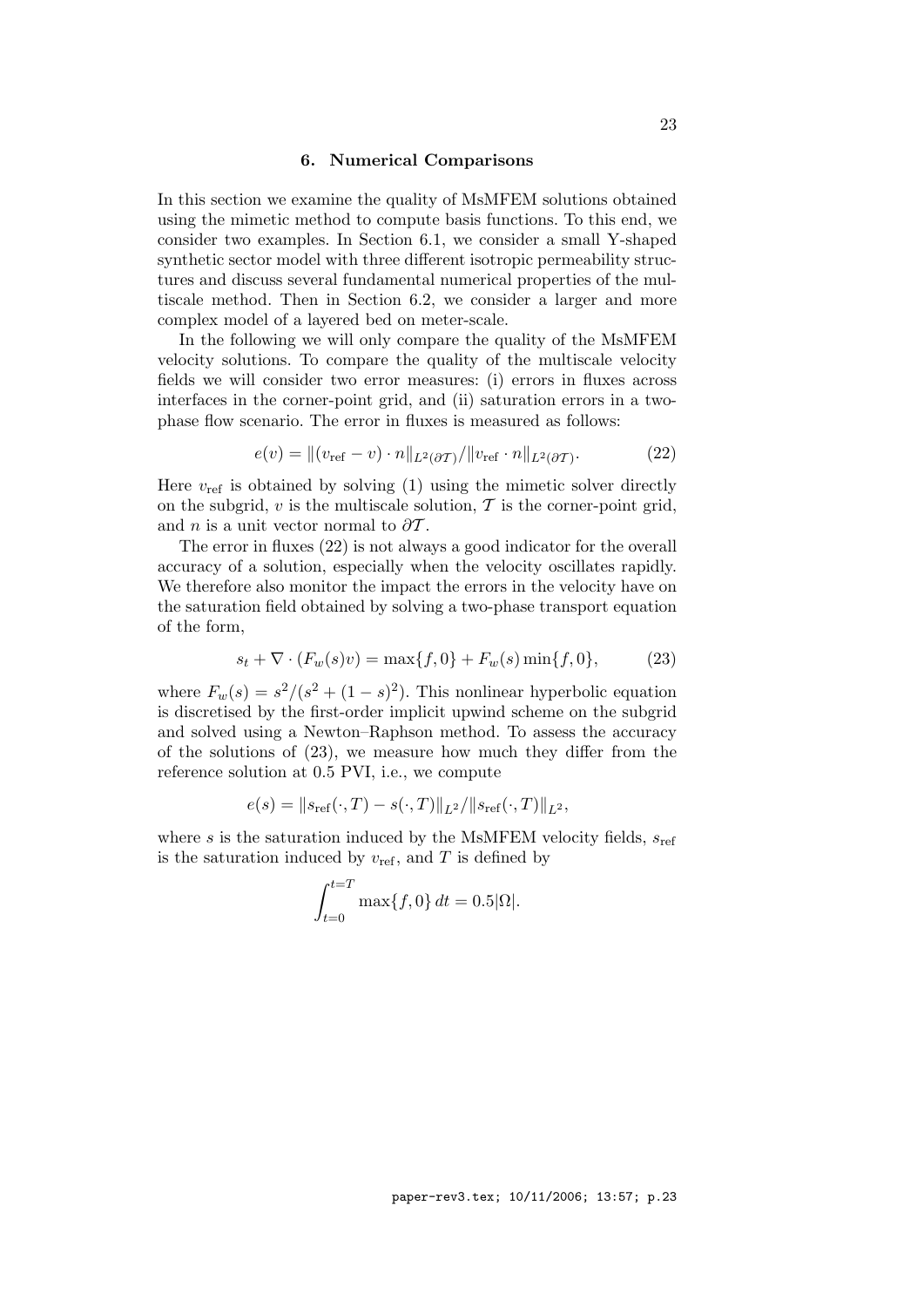## 6. Numerical Comparisons

In this section we examine the quality of MsMFEM solutions obtained using the mimetic method to compute basis functions. To this end, we consider two examples. In Section 6.1, we consider a small Y-shaped synthetic sector model with three different isotropic permeability structures and discuss several fundamental numerical properties of the multiscale method. Then in Section 6.2, we consider a larger and more complex model of a layered bed on meter-scale.

In the following we will only compare the quality of the MsMFEM velocity solutions. To compare the quality of the multiscale velocity fields we will consider two error measures: (i) errors in fluxes across interfaces in the corner-point grid, and (ii) saturation errors in a two-phase flow scenario. The error in fluxes is measured as follows:

$$e(v) = \|(v_{\text{ref}} - v) \cdot n\|_{L^2(\partial\mathcal{T})} / \|v_{\text{ref}} \cdot n\|_{L^2(\partial\mathcal{T})}. \tag{22}$$

Here $v_{\text{ref}}$ is obtained by solving (1) using the mimetic solver directly on the subgrid, $v$ is the multiscale solution, $\mathcal{T}$ is the corner-point grid, and $n$ is a unit vector normal to $\partial\mathcal{T}$.

The error in fluxes (22) is not always a good indicator for the overall accuracy of a solution, especially when the velocity oscillates rapidly. We therefore also monitor the impact the errors in the velocity have on the saturation field obtained by solving a two-phase transport equation of the form,

$$s_t + \nabla \cdot (F_w(s)v) = \max\{f, 0\} + F_w(s)\min\{f, 0\}, \tag{23}$$

where $F_w(s) = s^2/(s^2 + (1-s)^2)$. This nonlinear hyperbolic equation is discretised by the first-order implicit upwind scheme on the subgrid and solved using a Newton–Raphson method. To assess the accuracy of the solutions of (23), we measure how much they differ from the reference solution at 0.5 PVI, i.e., we compute

$$e(s) = \|s_{\text{ref}}(\cdot, T) - s(\cdot, T)\|_{L^2} / \|s_{\text{ref}}(\cdot, T)\|_{L^2},$$

where $s$ is the saturation induced by the MsMFEM velocity fields, $s_{\text{ref}}$ is the saturation induced by $v_{\text{ref}}$, and $T$ is defined by

$$\int_{t=0}^{t=T} \max\{f, 0\}\, dt = 0.5|\Omega|.$$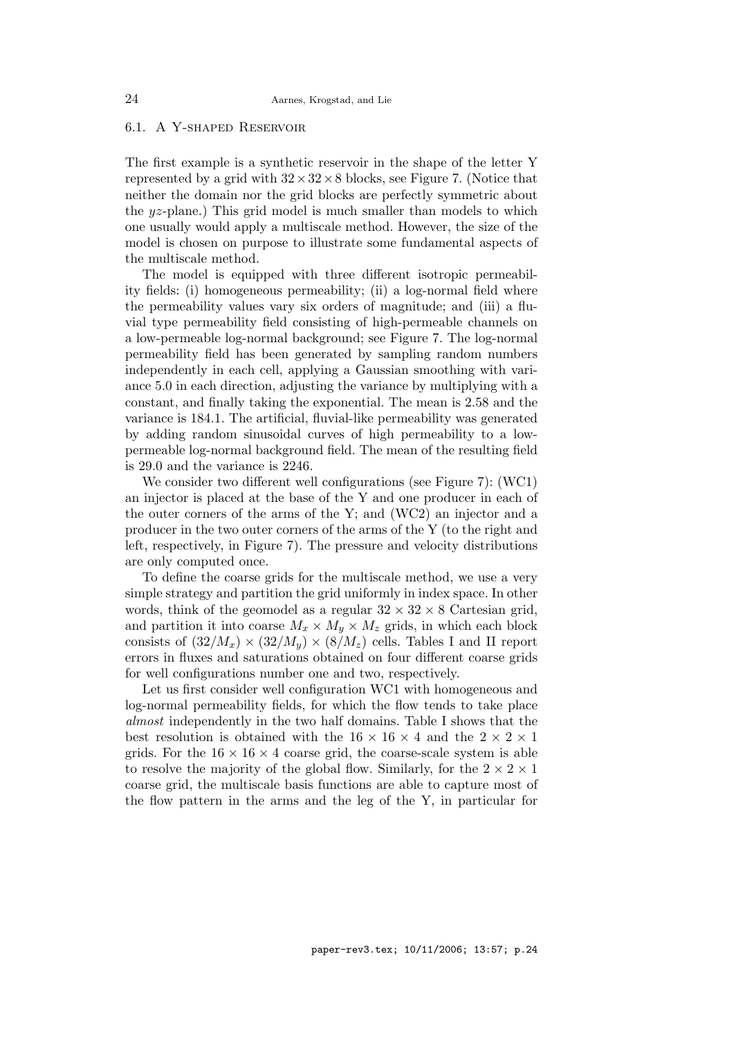### 6.1. A Y-shaped Reservoir

The first example is a synthetic reservoir in the shape of the letter Y represented by a grid with $32 \times 32 \times 8$ blocks, see Figure 7. (Notice that neither the domain nor the grid blocks are perfectly symmetric about the $yz$-plane.) This grid model is much smaller than models to which one usually would apply a multiscale method. However, the size of the model is chosen on purpose to illustrate some fundamental aspects of the multiscale method.

The model is equipped with three different isotropic permeability fields: (i) homogeneous permeability; (ii) a log-normal field where the permeability values vary six orders of magnitude; and (iii) a fluvial type permeability field consisting of high-permeable channels on a low-permeable log-normal background; see Figure 7. The log-normal permeability field has been generated by sampling random numbers independently in each cell, applying a Gaussian smoothing with variance 5.0 in each direction, adjusting the variance by multiplying with a constant, and finally taking the exponential. The mean is 2.58 and the variance is 184.1. The artificial, fluvial-like permeability was generated by adding random sinusoidal curves of high permeability to a low-permeable log-normal background field. The mean of the resulting field is 29.0 and the variance is 2246.

We consider two different well configurations (see Figure 7): (WC1) an injector is placed at the base of the Y and one producer in each of the outer corners of the arms of the Y; and (WC2) an injector and a producer in the two outer corners of the arms of the Y (to the right and left, respectively, in Figure 7). The pressure and velocity distributions are only computed once.

To define the coarse grids for the multiscale method, we use a very simple strategy and partition the grid uniformly in index space. In other words, think of the geomodel as a regular $32 \times 32 \times 8$ Cartesian grid, and partition it into coarse $M_x \times M_y \times M_z$ grids, in which each block consists of $(32/M_x) \times (32/M_y) \times (8/M_z)$ cells. Tables I and II report errors in fluxes and saturations obtained on four different coarse grids for well configurations number one and two, respectively.

Let us first consider well configuration WC1 with homogeneous and log-normal permeability fields, for which the flow tends to take place *almost* independently in the two half domains. Table I shows that the best resolution is obtained with the $16 \times 16 \times 4$ and the $2 \times 2 \times 1$ grids. For the $16 \times 16 \times 4$ coarse grid, the coarse-scale system is able to resolve the majority of the global flow. Similarly, for the $2 \times 2 \times 1$ coarse grid, the multiscale basis functions are able to capture most of the flow pattern in the arms and the leg of the Y, in particular for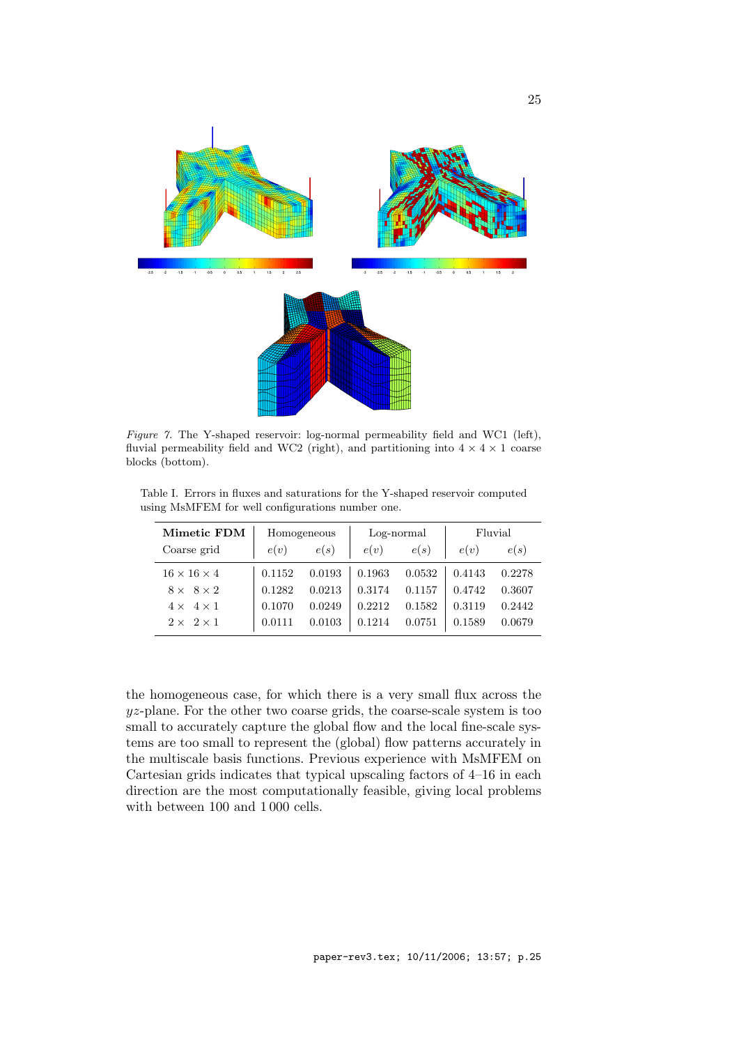*Figure 7.* The Y-shaped reservoir: log-normal permeability field and WC1 (left), fluvial permeability field and WC2 (right), and partitioning into $4 \times 4 \times 1$ coarse blocks (bottom).

Table I. Errors in fluxes and saturations for the Y-shaped reservoir computed using MsMFEM for well configurations number one.

| **Mimetic FDM** | Homogeneous | | Log-normal | | Fluvial | |
|---|---|---|---|---|---|---|
| Coarse grid | $e(v)$ | $e(s)$ | $e(v)$ | $e(s)$ | $e(v)$ | $e(s)$ |
| $16 \times 16 \times 4$ | 0.1152 | 0.0193 | 0.1963 | 0.0532 | 0.4143 | 0.2278 |
| $8 \times 8 \times 2$ | 0.1282 | 0.0213 | 0.3174 | 0.1157 | 0.4742 | 0.3607 |
| $4 \times 4 \times 1$ | 0.1070 | 0.0249 | 0.2212 | 0.1582 | 0.3119 | 0.2442 |
| $2 \times 2 \times 1$ | 0.0111 | 0.0103 | 0.1214 | 0.0751 | 0.1589 | 0.0679 |

the homogeneous case, for which there is a very small flux across the $yz$-plane. For the other two coarse grids, the coarse-scale system is too small to accurately capture the global flow and the local fine-scale systems are too small to represent the (global) flow patterns accurately in the multiscale basis functions. Previous experience with MsMFEM on Cartesian grids indicates that typical upscaling factors of 4–16 in each direction are the most computationally feasible, giving local problems with between 100 and 1 000 cells.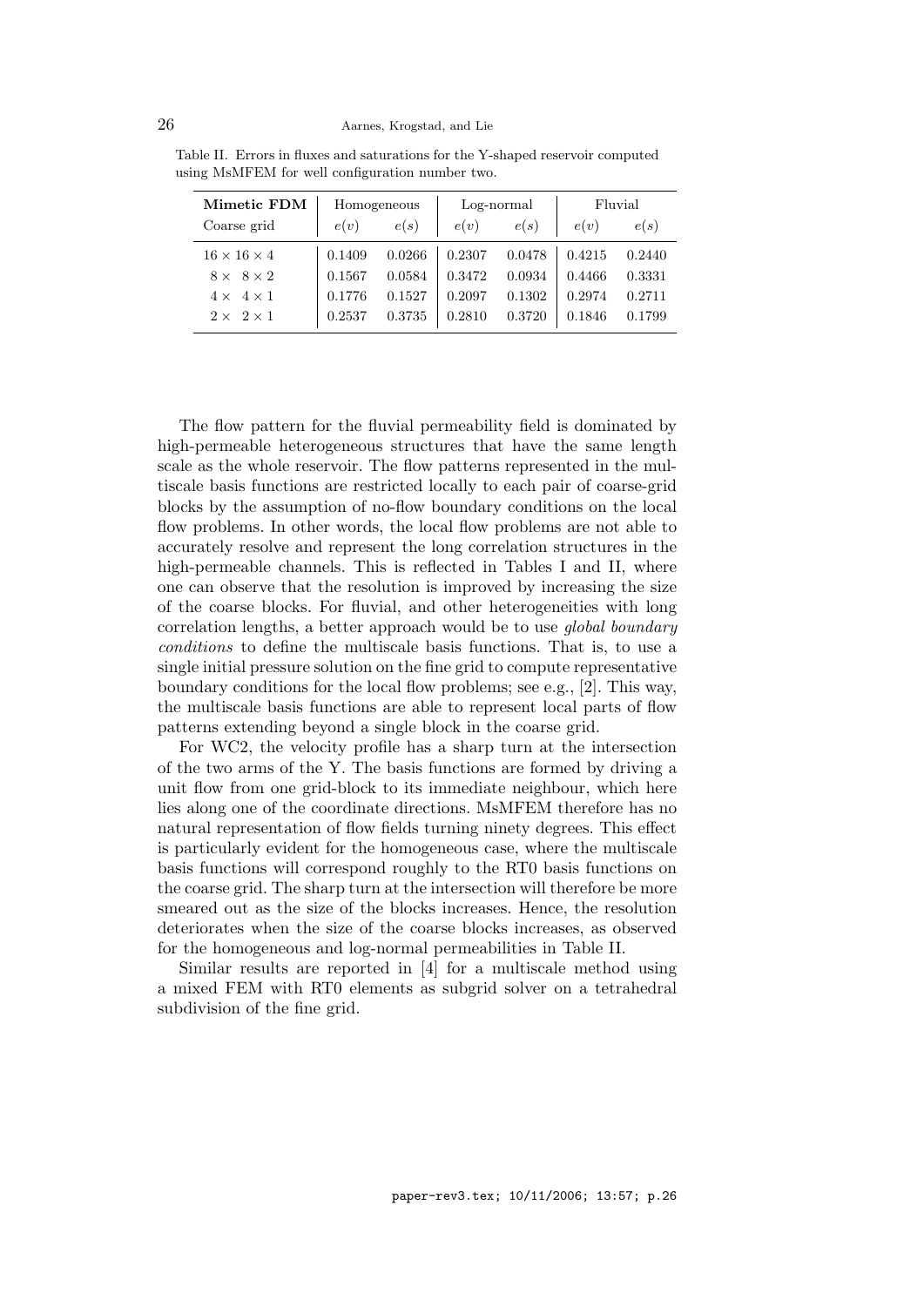Table II. Errors in fluxes and saturations for the Y-shaped reservoir computed using MsMFEM for well configuration number two.

| **Mimetic FDM** | Homogeneous | | Log-normal | | Fluvial | |
|---|---|---|---|---|---|---|
| Coarse grid | $e(v)$ | $e(s)$ | $e(v)$ | $e(s)$ | $e(v)$ | $e(s)$ |
| $16 \times 16 \times 4$ | 0.1409 | 0.0266 | 0.2307 | 0.0478 | 0.4215 | 0.2440 |
| $8 \times 8 \times 2$ | 0.1567 | 0.0584 | 0.3472 | 0.0934 | 0.4466 | 0.3331 |
| $4 \times 4 \times 1$ | 0.1776 | 0.1527 | 0.2097 | 0.1302 | 0.2974 | 0.2711 |
| $2 \times 2 \times 1$ | 0.2537 | 0.3735 | 0.2810 | 0.3720 | 0.1846 | 0.1799 |

The flow pattern for the fluvial permeability field is dominated by high-permeable heterogeneous structures that have the same length scale as the whole reservoir. The flow patterns represented in the multiscale basis functions are restricted locally to each pair of coarse-grid blocks by the assumption of no-flow boundary conditions on the local flow problems. In other words, the local flow problems are not able to accurately resolve and represent the long correlation structures in the high-permeable channels. This is reflected in Tables I and II, where one can observe that the resolution is improved by increasing the size of the coarse blocks. For fluvial, and other heterogeneities with long correlation lengths, a better approach would be to use *global boundary conditions* to define the multiscale basis functions. That is, to use a single initial pressure solution on the fine grid to compute representative boundary conditions for the local flow problems; see e.g., [2]. This way, the multiscale basis functions are able to represent local parts of flow patterns extending beyond a single block in the coarse grid.

For WC2, the velocity profile has a sharp turn at the intersection of the two arms of the Y. The basis functions are formed by driving a unit flow from one grid-block to its immediate neighbour, which here lies along one of the coordinate directions. MsMFEM therefore has no natural representation of flow fields turning ninety degrees. This effect is particularly evident for the homogeneous case, where the multiscale basis functions will correspond roughly to the RT0 basis functions on the coarse grid. The sharp turn at the intersection will therefore be more smeared out as the size of the blocks increases. Hence, the resolution deteriorates when the size of the coarse blocks increases, as observed for the homogeneous and log-normal permeabilities in Table II.

Similar results are reported in [4] for a multiscale method using a mixed FEM with RT0 elements as subgrid solver on a tetrahedral subdivision of the fine grid.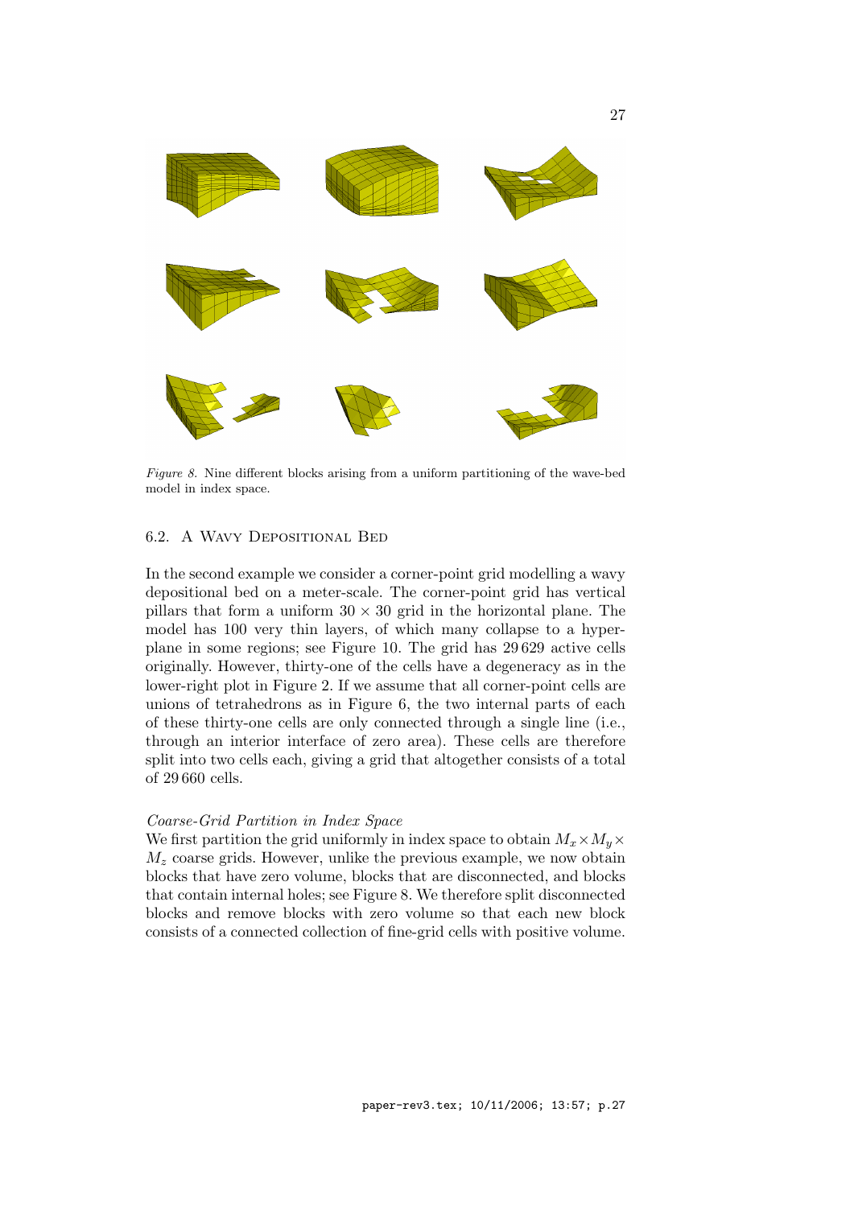*Figure 8.* Nine different blocks arising from a uniform partitioning of the wave-bed model in index space.

## 6.2. A Wavy Depositional Bed

In the second example we consider a corner-point grid modelling a wavy depositional bed on a meter-scale. The corner-point grid has vertical pillars that form a uniform $30 \times 30$ grid in the horizontal plane. The model has 100 very thin layers, of which many collapse to a hyperplane in some regions; see Figure 10. The grid has 29 629 active cells originally. However, thirty-one of the cells have a degeneracy as in the lower-right plot in Figure 2. If we assume that all corner-point cells are unions of tetrahedrons as in Figure 6, the two internal parts of each of these thirty-one cells are only connected through a single line (i.e., through an interior interface of zero area). These cells are therefore split into two cells each, giving a grid that altogether consists of a total of 29 660 cells.

*Coarse-Grid Partition in Index Space*

We first partition the grid uniformly in index space to obtain $M_x \times M_y \times M_z$ coarse grids. However, unlike the previous example, we now obtain blocks that have zero volume, blocks that are disconnected, and blocks that contain internal holes; see Figure 8. We therefore split disconnected blocks and remove blocks with zero volume so that each new block consists of a connected collection of fine-grid cells with positive volume.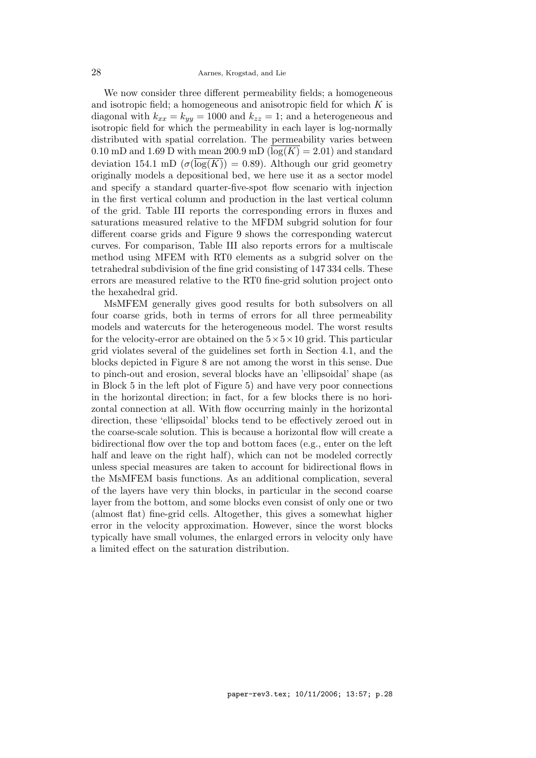We now consider three different permeability fields; a homogeneous and isotropic field; a homogeneous and anisotropic field for which $K$ is diagonal with $k_{xx} = k_{yy} = 1000$ and $k_{zz} = 1$; and a heterogeneous and isotropic field for which the permeability in each layer is log-normally distributed with spatial correlation. The permeability varies between 0.10 mD and 1.69 D with mean 200.9 mD ($\overline{\log(K)} = 2.01$) and standard deviation 154.1 mD ($\sigma(\overline{\log(K)}) = 0.89$). Although our grid geometry originally models a depositional bed, we here use it as a sector model and specify a standard quarter-five-spot flow scenario with injection in the first vertical column and production in the last vertical column of the grid. Table III reports the corresponding errors in fluxes and saturations measured relative to the MFDM subgrid solution for four different coarse grids and Figure 9 shows the corresponding watercut curves. For comparison, Table III also reports errors for a multiscale method using MFEM with RT0 elements as a subgrid solver on the tetrahedral subdivision of the fine grid consisting of 147 334 cells. These errors are measured relative to the RT0 fine-grid solution project onto the hexahedral grid.

MsMFEM generally gives good results for both subsolvers on all four coarse grids, both in terms of errors for all three permeability models and watercuts for the heterogeneous model. The worst results for the velocity-error are obtained on the $5\times5\times10$ grid. This particular grid violates several of the guidelines set forth in Section 4.1, and the blocks depicted in Figure 8 are not among the worst in this sense. Due to pinch-out and erosion, several blocks have an 'ellipsoidal' shape (as in Block 5 in the left plot of Figure 5) and have very poor connections in the horizontal direction; in fact, for a few blocks there is no horizontal connection at all. With flow occurring mainly in the horizontal direction, these 'ellipsoidal' blocks tend to be effectively zeroed out in the coarse-scale solution. This is because a horizontal flow will create a bidirectional flow over the top and bottom faces (e.g., enter on the left half and leave on the right half), which can not be modeled correctly unless special measures are taken to account for bidirectional flows in the MsMFEM basis functions. As an additional complication, several of the layers have very thin blocks, in particular in the second coarse layer from the bottom, and some blocks even consist of only one or two (almost flat) fine-grid cells. Altogether, this gives a somewhat higher error in the velocity approximation. However, since the worst blocks typically have small volumes, the enlarged errors in velocity only have a limited effect on the saturation distribution.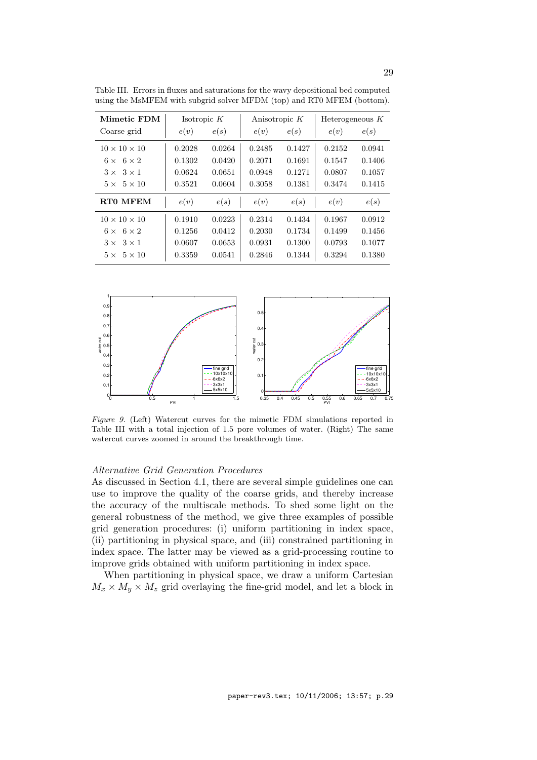Table III. Errors in fluxes and saturations for the wavy depositional bed computed using the MsMFEM with subgrid solver MFDM (top) and RT0 MFEM (bottom).

| **Mimetic FDM** | Isotropic $K$ | | Anisotropic $K$ | | Heterogeneous $K$ | |
|---|---|---|---|---|---|---|
| Coarse grid | $e(v)$ | $e(s)$ | $e(v)$ | $e(s)$ | $e(v)$ | $e(s)$ |
| $10 \times 10 \times 10$ | 0.2028 | 0.0264 | 0.2485 | 0.1427 | 0.2152 | 0.0941 |
| $6 \times\ 6 \times 2$ | 0.1302 | 0.0420 | 0.2071 | 0.1691 | 0.1547 | 0.1406 |
| $3 \times\ 3 \times 1$ | 0.0624 | 0.0651 | 0.0948 | 0.1271 | 0.0807 | 0.1057 |
| $5 \times\ 5 \times 10$ | 0.3521 | 0.0604 | 0.3058 | 0.1381 | 0.3474 | 0.1415 |
| **RT0 MFEM** | $e(v)$ | $e(s)$ | $e(v)$ | $e(s)$ | $e(v)$ | $e(s)$ |
| $10 \times 10 \times 10$ | 0.1910 | 0.0223 | 0.2314 | 0.1434 | 0.1967 | 0.0912 |
| $6 \times\ 6 \times 2$ | 0.1256 | 0.0412 | 0.2030 | 0.1734 | 0.1499 | 0.1456 |
| $3 \times\ 3 \times 1$ | 0.0607 | 0.0653 | 0.0931 | 0.1300 | 0.0793 | 0.1077 |
| $5 \times\ 5 \times 10$ | 0.3359 | 0.0541 | 0.2846 | 0.1344 | 0.3294 | 0.1380 |

*Figure 9.* (Left) Watercut curves for the mimetic FDM simulations reported in Table III with a total injection of 1.5 pore volumes of water. (Right) The same watercut curves zoomed in around the breakthrough time.

*Alternative Grid Generation Procedures*
As discussed in Section 4.1, there are several simple guidelines one can use to improve the quality of the coarse grids, and thereby increase the accuracy of the multiscale methods. To shed some light on the general robustness of the method, we give three examples of possible grid generation procedures: (i) uniform partitioning in index space, (ii) partitioning in physical space, and (iii) constrained partitioning in index space. The latter may be viewed as a grid-processing routine to improve grids obtained with uniform partitioning in index space.

When partitioning in physical space, we draw a uniform Cartesian $M_x \times M_y \times M_z$ grid overlaying the fine-grid model, and let a block in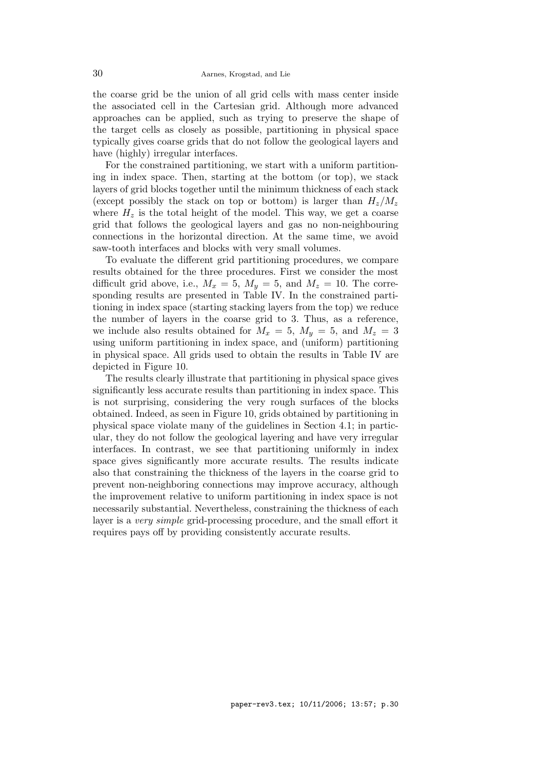the coarse grid be the union of all grid cells with mass center inside the associated cell in the Cartesian grid. Although more advanced approaches can be applied, such as trying to preserve the shape of the target cells as closely as possible, partitioning in physical space typically gives coarse grids that do not follow the geological layers and have (highly) irregular interfaces.

For the constrained partitioning, we start with a uniform partitioning in index space. Then, starting at the bottom (or top), we stack layers of grid blocks together until the minimum thickness of each stack (except possibly the stack on top or bottom) is larger than $H_z/M_z$ where $H_z$ is the total height of the model. This way, we get a coarse grid that follows the geological layers and gas no non-neighbouring connections in the horizontal direction. At the same time, we avoid saw-tooth interfaces and blocks with very small volumes.

To evaluate the different grid partitioning procedures, we compare results obtained for the three procedures. First we consider the most difficult grid above, i.e., $M_x = 5$, $M_y = 5$, and $M_z = 10$. The corresponding results are presented in Table IV. In the constrained partitioning in index space (starting stacking layers from the top) we reduce the number of layers in the coarse grid to 3. Thus, as a reference, we include also results obtained for $M_x = 5$, $M_y = 5$, and $M_z = 3$ using uniform partitioning in index space, and (uniform) partitioning in physical space. All grids used to obtain the results in Table IV are depicted in Figure 10.

The results clearly illustrate that partitioning in physical space gives significantly less accurate results than partitioning in index space. This is not surprising, considering the very rough surfaces of the blocks obtained. Indeed, as seen in Figure 10, grids obtained by partitioning in physical space violate many of the guidelines in Section 4.1; in particular, they do not follow the geological layering and have very irregular interfaces. In contrast, we see that partitioning uniformly in index space gives significantly more accurate results. The results indicate also that constraining the thickness of the layers in the coarse grid to prevent non-neighboring connections may improve accuracy, although the improvement relative to uniform partitioning in index space is not necessarily substantial. Nevertheless, constraining the thickness of each layer is a *very simple* grid-processing procedure, and the small effort it requires pays off by providing consistently accurate results.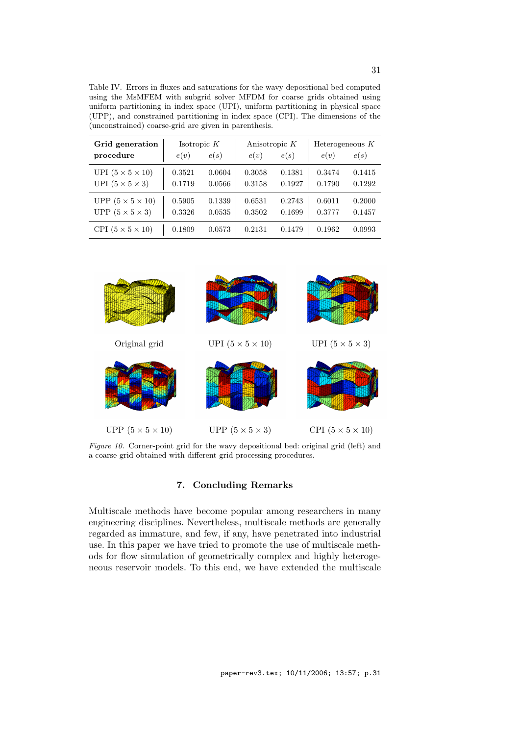Table IV. Errors in fluxes and saturations for the wavy depositional bed computed using the MsMFEM with subgrid solver MFDM for coarse grids obtained using uniform partitioning in index space (UPI), uniform partitioning in physical space (UPP), and constrained partitioning in index space (CPI). The dimensions of the (unconstrained) coarse-grid are given in parenthesis.

| **Grid generation** | Isotropic $K$ | | Anisotropic $K$ | | Heterogeneous $K$ | |
|---|---|---|---|---|---|---|
| **procedure** | $e(v)$ | $e(s)$ | $e(v)$ | $e(s)$ | $e(v)$ | $e(s)$ |
| UPI $(5 \times 5 \times 10)$ | 0.3521 | 0.0604 | 0.3058 | 0.1381 | 0.3474 | 0.1415 |
| UPI $(5 \times 5 \times 3)$ | 0.1719 | 0.0566 | 0.3158 | 0.1927 | 0.1790 | 0.1292 |
| UPP $(5 \times 5 \times 10)$ | 0.5905 | 0.1339 | 0.6531 | 0.2743 | 0.6011 | 0.2000 |
| UPP $(5 \times 5 \times 3)$ | 0.3326 | 0.0535 | 0.3502 | 0.1699 | 0.3777 | 0.1457 |
| CPI $(5 \times 5 \times 10)$ | 0.1809 | 0.0573 | 0.2131 | 0.1479 | 0.1962 | 0.0993 |

Original grid

UPI $(5 \times 5 \times 10)$

UPI $(5 \times 5 \times 3)$

UPP $(5 \times 5 \times 10)$

UPP $(5 \times 5 \times 3)$

CPI $(5 \times 5 \times 10)$

*Figure 10.* Corner-point grid for the wavy depositional bed: original grid (left) and a coarse grid obtained with different grid processing procedures.

## 7. Concluding Remarks

Multiscale methods have become popular among researchers in many engineering disciplines. Nevertheless, multiscale methods are generally regarded as immature, and few, if any, have penetrated into industrial use. In this paper we have tried to promote the use of multiscale methods for flow simulation of geometrically complex and highly heterogeneous reservoir models. To this end, we have extended the multiscale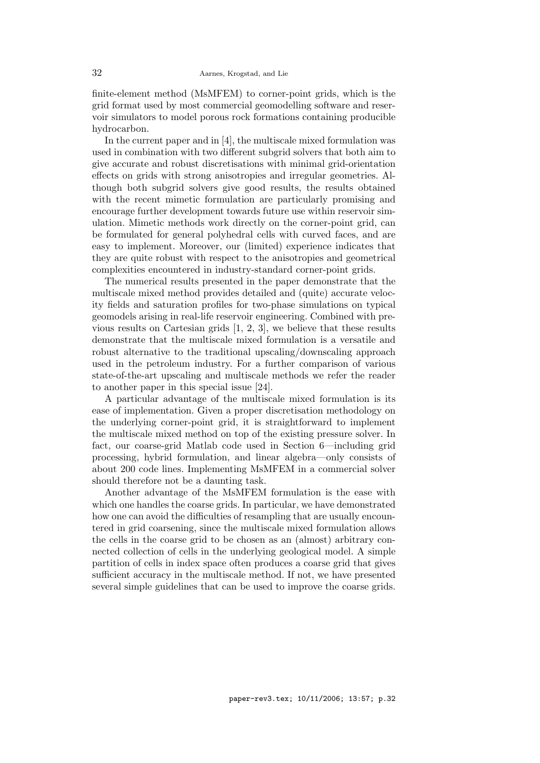finite-element method (MsMFEM) to corner-point grids, which is the grid format used by most commercial geomodelling software and reservoir simulators to model porous rock formations containing producible hydrocarbon.

In the current paper and in [4], the multiscale mixed formulation was used in combination with two different subgrid solvers that both aim to give accurate and robust discretisations with minimal grid-orientation effects on grids with strong anisotropies and irregular geometries. Although both subgrid solvers give good results, the results obtained with the recent mimetic formulation are particularly promising and encourage further development towards future use within reservoir simulation. Mimetic methods work directly on the corner-point grid, can be formulated for general polyhedral cells with curved faces, and are easy to implement. Moreover, our (limited) experience indicates that they are quite robust with respect to the anisotropies and geometrical complexities encountered in industry-standard corner-point grids.

The numerical results presented in the paper demonstrate that the multiscale mixed method provides detailed and (quite) accurate velocity fields and saturation profiles for two-phase simulations on typical geomodels arising in real-life reservoir engineering. Combined with previous results on Cartesian grids [1, 2, 3], we believe that these results demonstrate that the multiscale mixed formulation is a versatile and robust alternative to the traditional upscaling/downscaling approach used in the petroleum industry. For a further comparison of various state-of-the-art upscaling and multiscale methods we refer the reader to another paper in this special issue [24].

A particular advantage of the multiscale mixed formulation is its ease of implementation. Given a proper discretisation methodology on the underlying corner-point grid, it is straightforward to implement the multiscale mixed method on top of the existing pressure solver. In fact, our coarse-grid Matlab code used in Section 6—including grid processing, hybrid formulation, and linear algebra—only consists of about 200 code lines. Implementing MsMFEM in a commercial solver should therefore not be a daunting task.

Another advantage of the MsMFEM formulation is the ease with which one handles the coarse grids. In particular, we have demonstrated how one can avoid the difficulties of resampling that are usually encountered in grid coarsening, since the multiscale mixed formulation allows the cells in the coarse grid to be chosen as an (almost) arbitrary connected collection of cells in the underlying geological model. A simple partition of cells in index space often produces a coarse grid that gives sufficient accuracy in the multiscale method. If not, we have presented several simple guidelines that can be used to improve the coarse grids.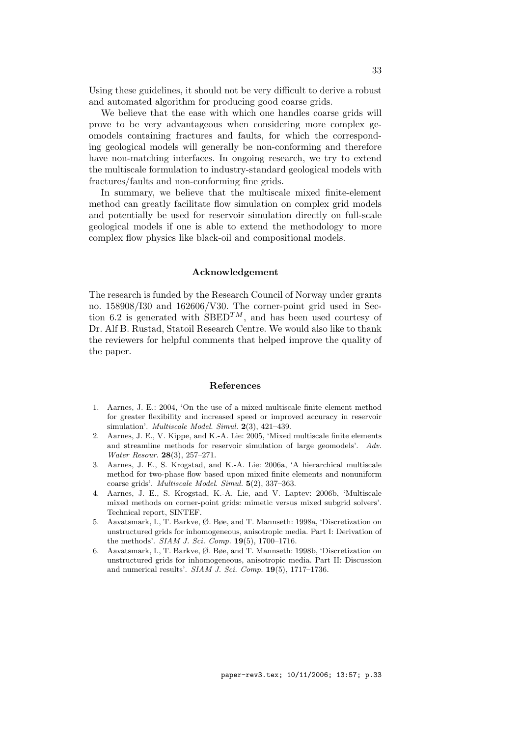Using these guidelines, it should not be very difficult to derive a robust and automated algorithm for producing good coarse grids.

We believe that the ease with which one handles coarse grids will prove to be very advantageous when considering more complex geomodels containing fractures and faults, for which the corresponding geological models will generally be non-conforming and therefore have non-matching interfaces. In ongoing research, we try to extend the multiscale formulation to industry-standard geological models with fractures/faults and non-conforming fine grids.

In summary, we believe that the multiscale mixed finite-element method can greatly facilitate flow simulation on complex grid models and potentially be used for reservoir simulation directly on full-scale geological models if one is able to extend the methodology to more complex flow physics like black-oil and compositional models.

## Acknowledgement

The research is funded by the Research Council of Norway under grants no. 158908/I30 and 162606/V30. The corner-point grid used in Section 6.2 is generated with SBED$^{TM}$, and has been used courtesy of Dr. Alf B. Rustad, Statoil Research Centre. We would also like to thank the reviewers for helpful comments that helped improve the quality of the paper.

## References

1. Aarnes, J. E.: 2004, 'On the use of a mixed multiscale finite element method for greater flexibility and increased speed or improved accuracy in reservoir simulation'. *Multiscale Model. Simul.* **2**(3), 421–439.
2. Aarnes, J. E., V. Kippe, and K.-A. Lie: 2005, 'Mixed multiscale finite elements and streamline methods for reservoir simulation of large geomodels'. *Adv. Water Resour.* **28**(3), 257–271.
3. Aarnes, J. E., S. Krogstad, and K.-A. Lie: 2006a, 'A hierarchical multiscale method for two-phase flow based upon mixed finite elements and nonuniform coarse grids'. *Multiscale Model. Simul.* **5**(2), 337–363.
4. Aarnes, J. E., S. Krogstad, K.-A. Lie, and V. Laptev: 2006b, 'Multiscale mixed methods on corner-point grids: mimetic versus mixed subgrid solvers'. Technical report, SINTEF.
5. Aavatsmark, I., T. Barkve, Ø. Bøe, and T. Mannseth: 1998a, 'Discretization on unstructured grids for inhomogeneous, anisotropic media. Part I: Derivation of the methods'. *SIAM J. Sci. Comp.* **19**(5), 1700–1716.
6. Aavatsmark, I., T. Barkve, Ø. Bøe, and T. Mannseth: 1998b, 'Discretization on unstructured grids for inhomogeneous, anisotropic media. Part II: Discussion and numerical results'. *SIAM J. Sci. Comp.* **19**(5), 1717–1736.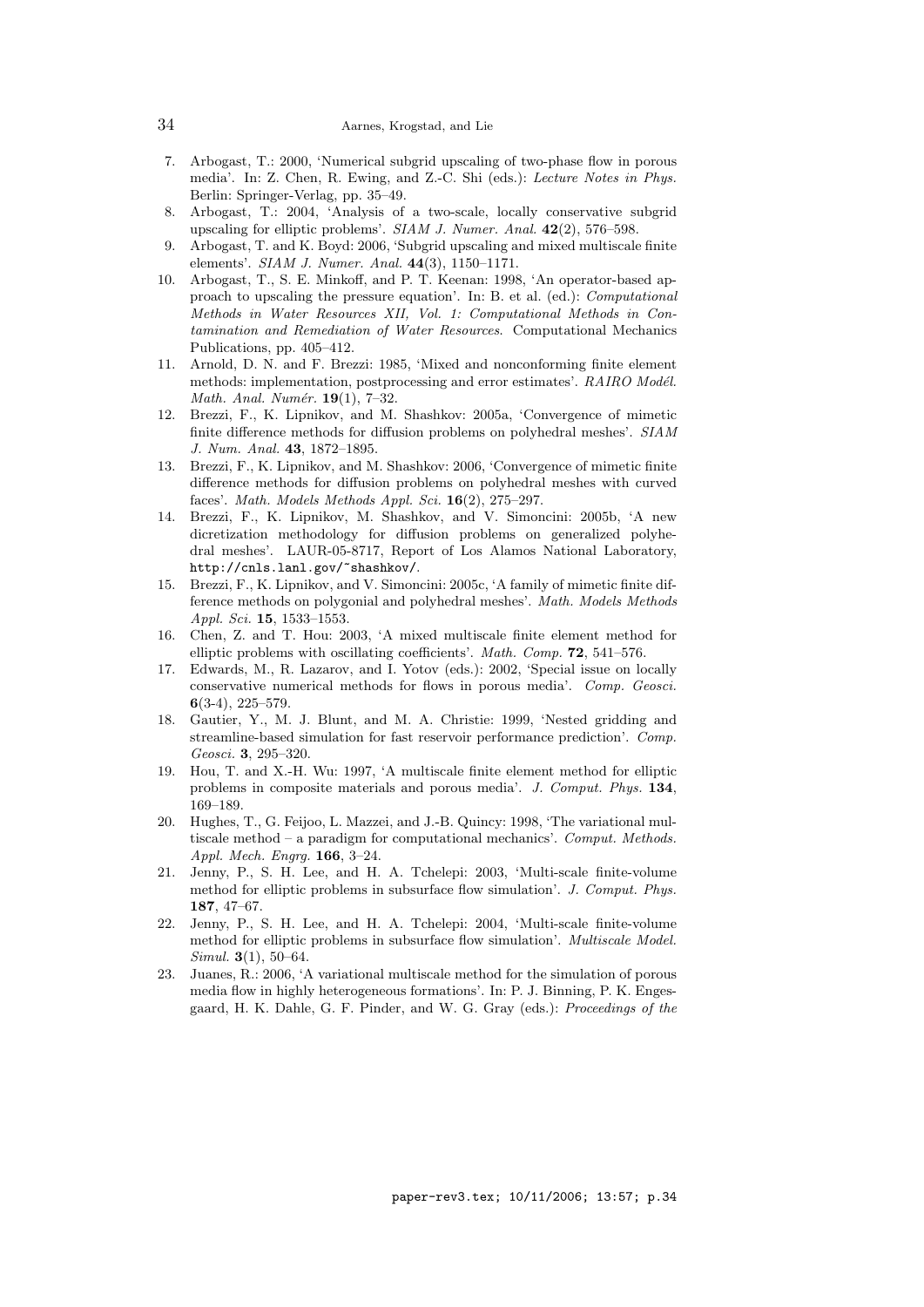7. Arbogast, T.: 2000, 'Numerical subgrid upscaling of two-phase flow in porous media'. In: Z. Chen, R. Ewing, and Z.-C. Shi (eds.): *Lecture Notes in Phys.* Berlin: Springer-Verlag, pp. 35–49.
8. Arbogast, T.: 2004, 'Analysis of a two-scale, locally conservative subgrid upscaling for elliptic problems'. *SIAM J. Numer. Anal.* **42**(2), 576–598.
9. Arbogast, T. and K. Boyd: 2006, 'Subgrid upscaling and mixed multiscale finite elements'. *SIAM J. Numer. Anal.* **44**(3), 1150–1171.
10. Arbogast, T., S. E. Minkoff, and P. T. Keenan: 1998, 'An operator-based approach to upscaling the pressure equation'. In: B. et al. (ed.): *Computational Methods in Water Resources XII, Vol. 1: Computational Methods in Contamination and Remediation of Water Resources*. Computational Mechanics Publications, pp. 405–412.
11. Arnold, D. N. and F. Brezzi: 1985, 'Mixed and nonconforming finite element methods: implementation, postprocessing and error estimates'. *RAIRO Modél. Math. Anal. Numér.* **19**(1), 7–32.
12. Brezzi, F., K. Lipnikov, and M. Shashkov: 2005a, 'Convergence of mimetic finite difference methods for diffusion problems on polyhedral meshes'. *SIAM J. Num. Anal.* **43**, 1872–1895.
13. Brezzi, F., K. Lipnikov, and M. Shashkov: 2006, 'Convergence of mimetic finite difference methods for diffusion problems on polyhedral meshes with curved faces'. *Math. Models Methods Appl. Sci.* **16**(2), 275–297.
14. Brezzi, F., K. Lipnikov, M. Shashkov, and V. Simoncini: 2005b, 'A new dicretization methodology for diffusion problems on generalized polyhedral meshes'. LAUR-05-8717, Report of Los Alamos National Laboratory, http://cnls.lanl.gov/~shashkov/.
15. Brezzi, F., K. Lipnikov, and V. Simoncini: 2005c, 'A family of mimetic finite difference methods on polygonial and polyhedral meshes'. *Math. Models Methods Appl. Sci.* **15**, 1533–1553.
16. Chen, Z. and T. Hou: 2003, 'A mixed multiscale finite element method for elliptic problems with oscillating coefficients'. *Math. Comp.* **72**, 541–576.
17. Edwards, M., R. Lazarov, and I. Yotov (eds.): 2002, 'Special issue on locally conservative numerical methods for flows in porous media'. *Comp. Geosci.* **6**(3-4), 225–579.
18. Gautier, Y., M. J. Blunt, and M. A. Christie: 1999, 'Nested gridding and streamline-based simulation for fast reservoir performance prediction'. *Comp. Geosci.* **3**, 295–320.
19. Hou, T. and X.-H. Wu: 1997, 'A multiscale finite element method for elliptic problems in composite materials and porous media'. *J. Comput. Phys.* **134**, 169–189.
20. Hughes, T., G. Feijoo, L. Mazzei, and J.-B. Quincy: 1998, 'The variational multiscale method – a paradigm for computational mechanics'. *Comput. Methods. Appl. Mech. Engrg.* **166**, 3–24.
21. Jenny, P., S. H. Lee, and H. A. Tchelepi: 2003, 'Multi-scale finite-volume method for elliptic problems in subsurface flow simulation'. *J. Comput. Phys.* **187**, 47–67.
22. Jenny, P., S. H. Lee, and H. A. Tchelepi: 2004, 'Multi-scale finite-volume method for elliptic problems in subsurface flow simulation'. *Multiscale Model. Simul.* **3**(1), 50–64.
23. Juanes, R.: 2006, 'A variational multiscale method for the simulation of porous media flow in highly heterogeneous formations'. In: P. J. Binning, P. K. Engesgaard, H. K. Dahle, G. F. Pinder, and W. G. Gray (eds.): *Proceedings of the*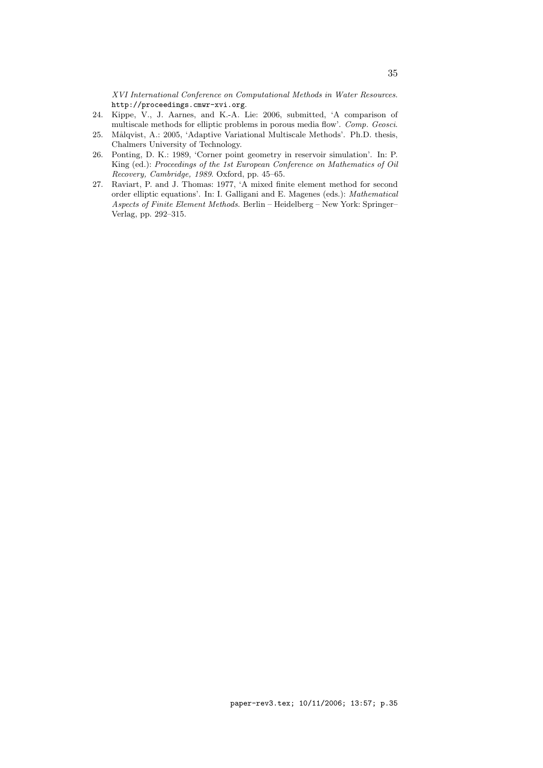*XVI International Conference on Computational Methods in Water Resources*. http://proceedings.cmwr-xvi.org.

24. Kippe, V., J. Aarnes, and K.-A. Lie: 2006, submitted, 'A comparison of multiscale methods for elliptic problems in porous media flow'. *Comp. Geosci*.
25. Målqvist, A.: 2005, 'Adaptive Variational Multiscale Methods'. Ph.D. thesis, Chalmers University of Technology.
26. Ponting, D. K.: 1989, 'Corner point geometry in reservoir simulation'. In: P. King (ed.): *Proceedings of the 1st European Conference on Mathematics of Oil Recovery, Cambridge, 1989*. Oxford, pp. 45–65.
27. Raviart, P. and J. Thomas: 1977, 'A mixed finite element method for second order elliptic equations'. In: I. Galligani and E. Magenes (eds.): *Mathematical Aspects of Finite Element Methods*. Berlin – Heidelberg – New York: Springer–Verlag, pp. 292–315.